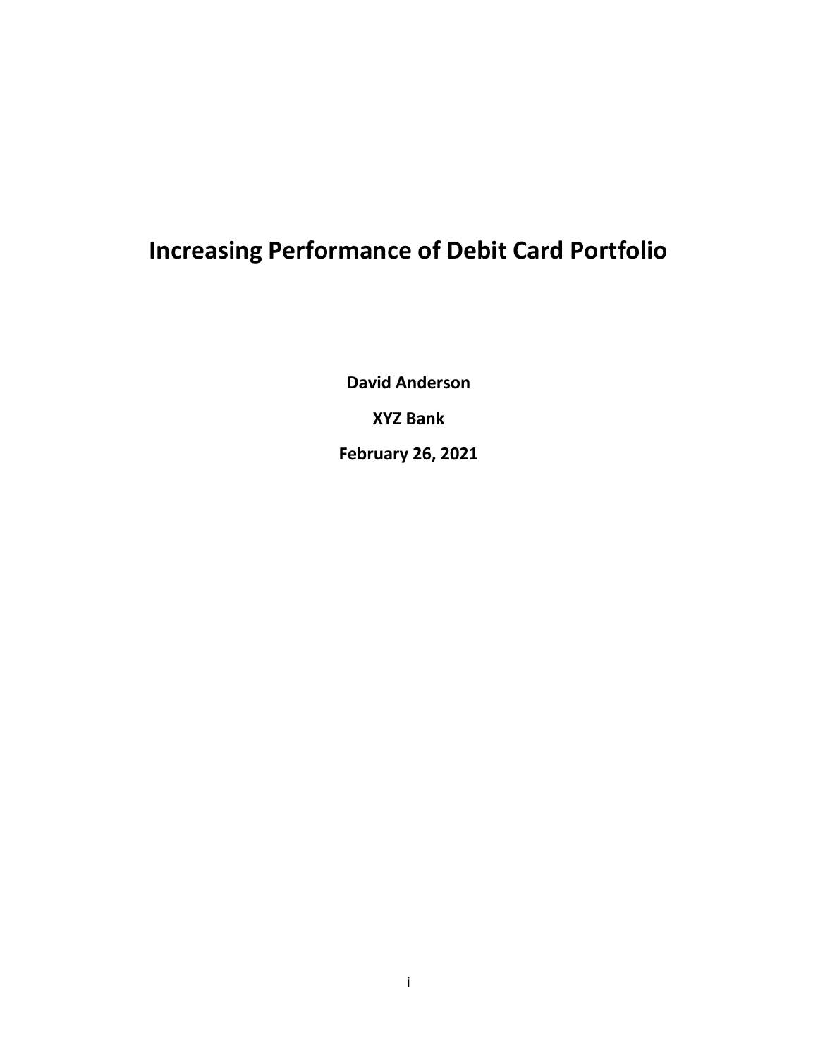# Increasing Performance of Debit Card Portfolio

**David Anderson**

**XYZ Bank**

**February 26, 2021**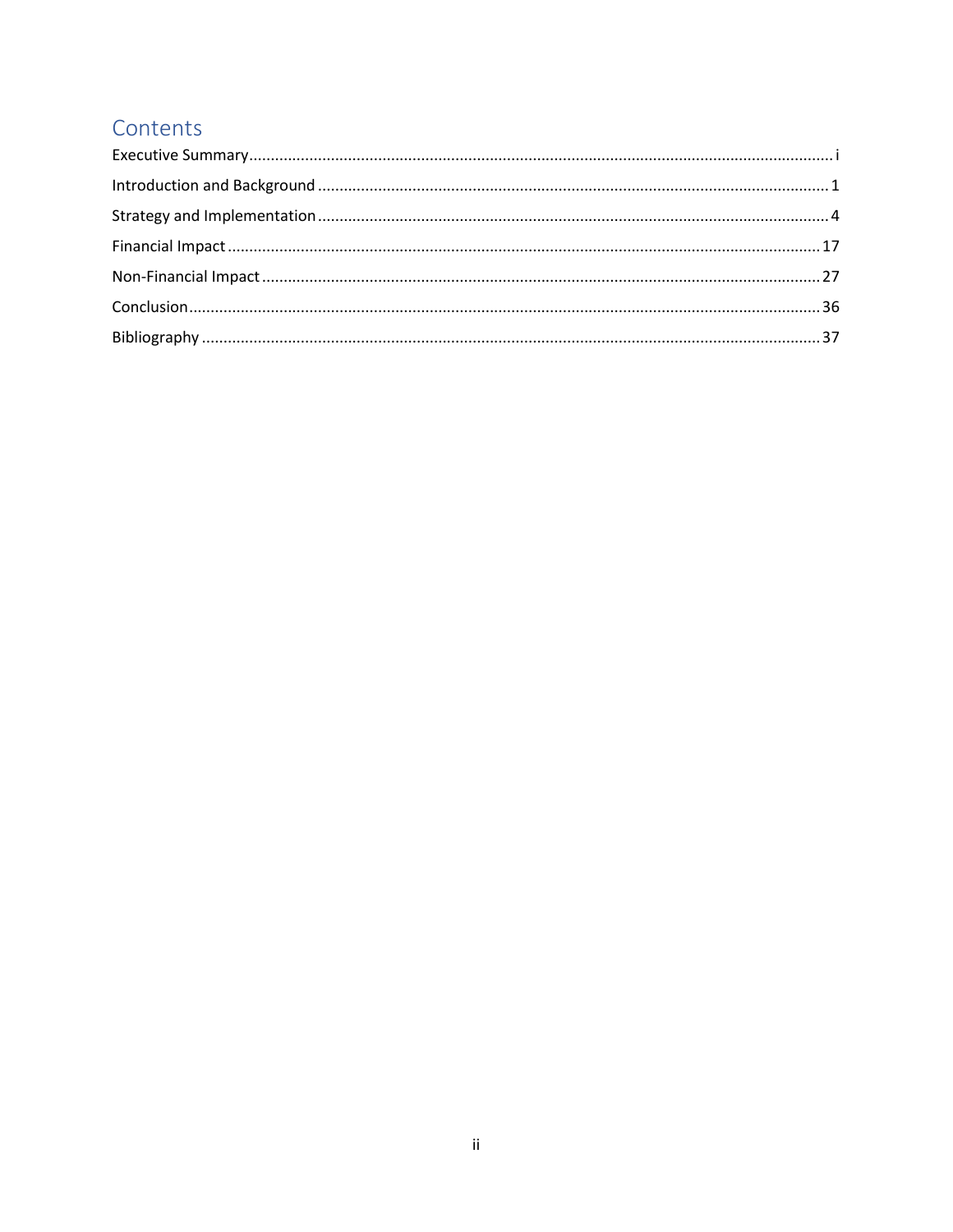# Contents

Executive Summary ..... i

Introduction and Background ..... 1

Strategy and Implementation ..... 4

Financial Impact ..... 17

Non-Financial Impact ..... 27

Conclusion ..... 36

Bibliography ..... 37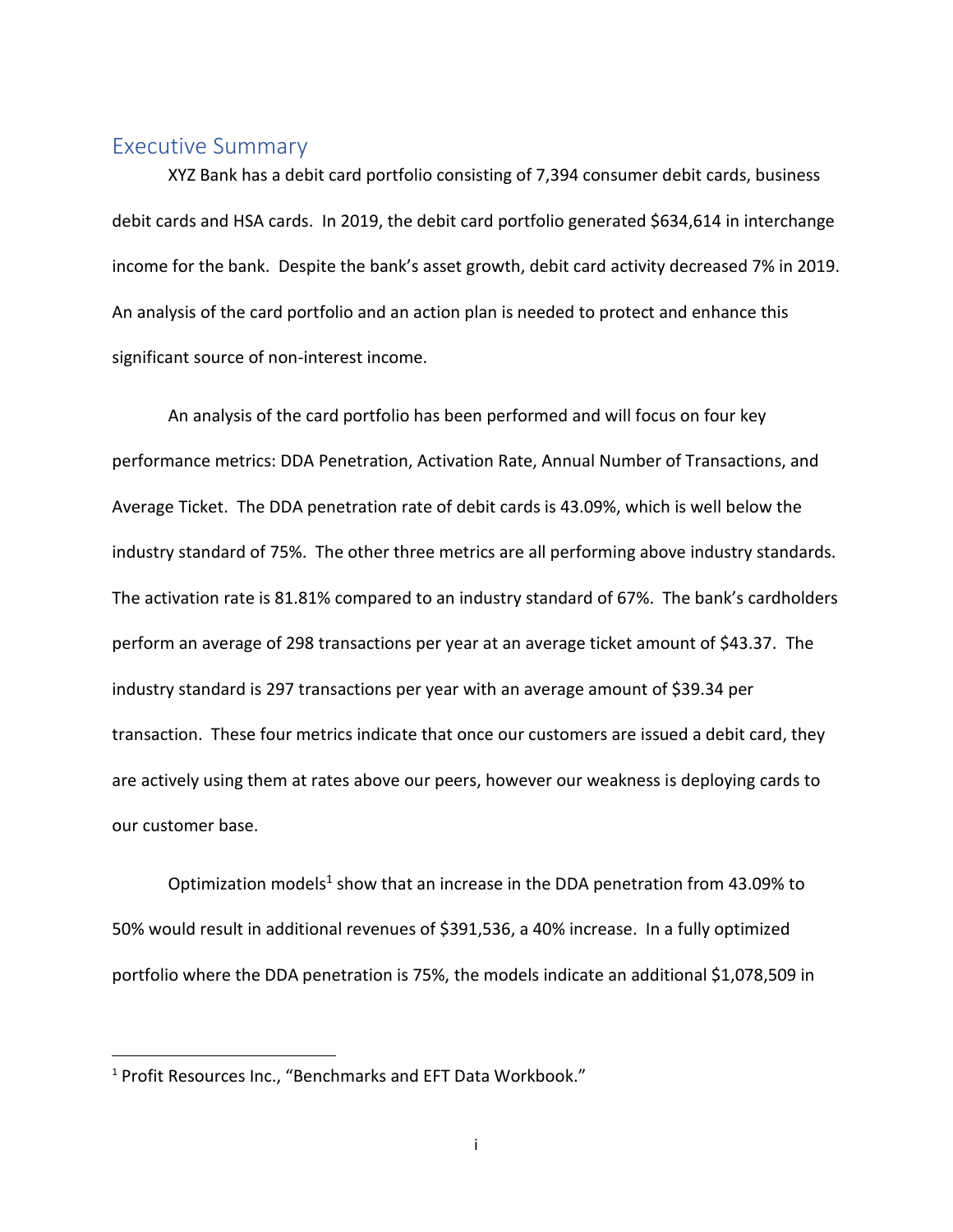## Executive Summary

XYZ Bank has a debit card portfolio consisting of 7,394 consumer debit cards, business debit cards and HSA cards. In 2019, the debit card portfolio generated $634,614 in interchange income for the bank. Despite the bank's asset growth, debit card activity decreased 7% in 2019. An analysis of the card portfolio and an action plan is needed to protect and enhance this significant source of non-interest income.

An analysis of the card portfolio has been performed and will focus on four key performance metrics: DDA Penetration, Activation Rate, Annual Number of Transactions, and Average Ticket. The DDA penetration rate of debit cards is 43.09%, which is well below the industry standard of 75%. The other three metrics are all performing above industry standards. The activation rate is 81.81% compared to an industry standard of 67%. The bank's cardholders perform an average of 298 transactions per year at an average ticket amount of $43.37. The industry standard is 297 transactions per year with an average amount of $39.34 per transaction. These four metrics indicate that once our customers are issued a debit card, they are actively using them at rates above our peers, however our weakness is deploying cards to our customer base.

Optimization models[1] show that an increase in the DDA penetration from 43.09% to 50% would result in additional revenues of $391,536, a 40% increase. In a fully optimized portfolio where the DDA penetration is 75%, the models indicate an additional $1,078,509 in

[1] Profit Resources Inc., "Benchmarks and EFT Data Workbook."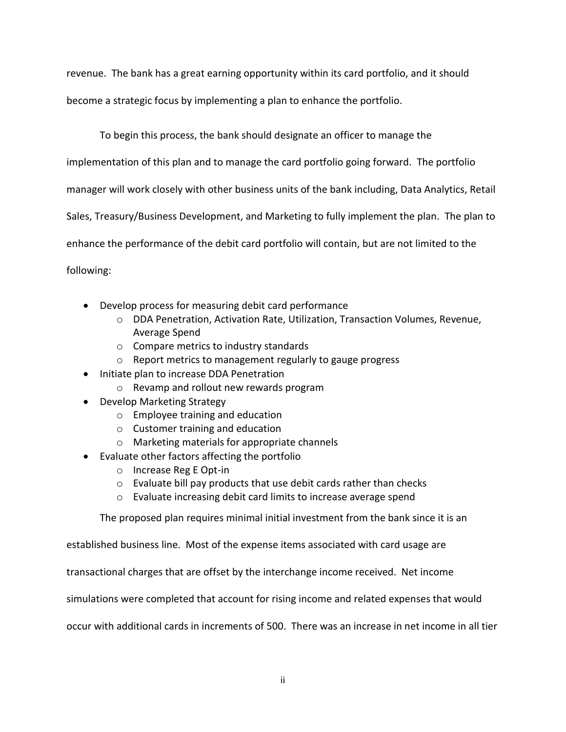revenue. The bank has a great earning opportunity within its card portfolio, and it should become a strategic focus by implementing a plan to enhance the portfolio.

To begin this process, the bank should designate an officer to manage the implementation of this plan and to manage the card portfolio going forward. The portfolio manager will work closely with other business units of the bank including, Data Analytics, Retail Sales, Treasury/Business Development, and Marketing to fully implement the plan. The plan to enhance the performance of the debit card portfolio will contain, but are not limited to the following:

- Develop process for measuring debit card performance
    - DDA Penetration, Activation Rate, Utilization, Transaction Volumes, Revenue, Average Spend
    - Compare metrics to industry standards
    - Report metrics to management regularly to gauge progress
- Initiate plan to increase DDA Penetration
    - Revamp and rollout new rewards program
- Develop Marketing Strategy
    - Employee training and education
    - Customer training and education
    - Marketing materials for appropriate channels
- Evaluate other factors affecting the portfolio
    - Increase Reg E Opt-in
    - Evaluate bill pay products that use debit cards rather than checks
    - Evaluate increasing debit card limits to increase average spend

The proposed plan requires minimal initial investment from the bank since it is an established business line. Most of the expense items associated with card usage are transactional charges that are offset by the interchange income received. Net income simulations were completed that account for rising income and related expenses that would occur with additional cards in increments of 500. There was an increase in net income in all tier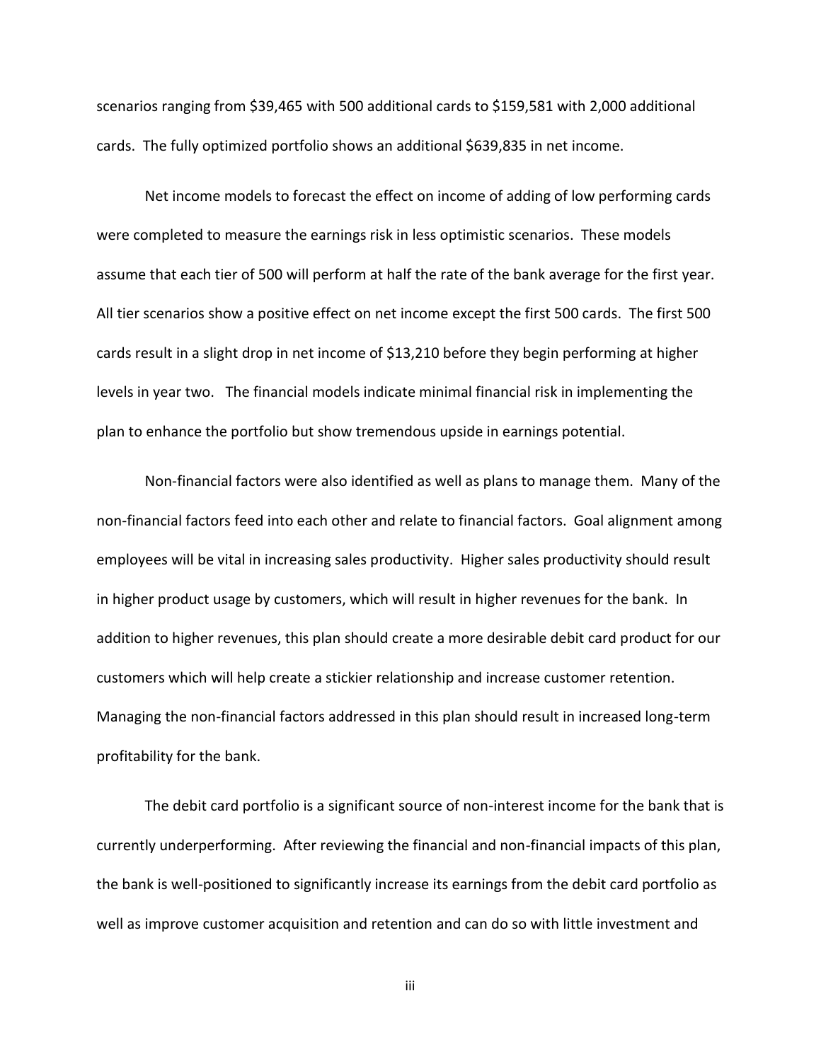scenarios ranging from $39,465 with 500 additional cards to $159,581 with 2,000 additional cards. The fully optimized portfolio shows an additional $639,835 in net income.

Net income models to forecast the effect on income of adding of low performing cards were completed to measure the earnings risk in less optimistic scenarios. These models assume that each tier of 500 will perform at half the rate of the bank average for the first year. All tier scenarios show a positive effect on net income except the first 500 cards. The first 500 cards result in a slight drop in net income of $13,210 before they begin performing at higher levels in year two. The financial models indicate minimal financial risk in implementing the plan to enhance the portfolio but show tremendous upside in earnings potential.

Non-financial factors were also identified as well as plans to manage them. Many of the non-financial factors feed into each other and relate to financial factors. Goal alignment among employees will be vital in increasing sales productivity. Higher sales productivity should result in higher product usage by customers, which will result in higher revenues for the bank. In addition to higher revenues, this plan should create a more desirable debit card product for our customers which will help create a stickier relationship and increase customer retention. Managing the non-financial factors addressed in this plan should result in increased long-term profitability for the bank.

The debit card portfolio is a significant source of non-interest income for the bank that is currently underperforming. After reviewing the financial and non-financial impacts of this plan, the bank is well-positioned to significantly increase its earnings from the debit card portfolio as well as improve customer acquisition and retention and can do so with little investment and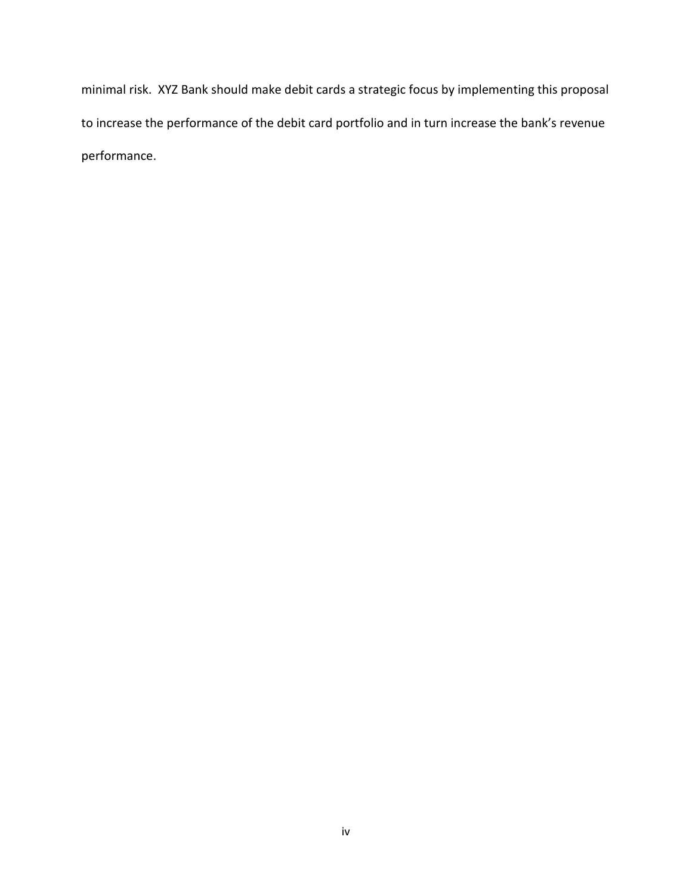minimal risk. XYZ Bank should make debit cards a strategic focus by implementing this proposal to increase the performance of the debit card portfolio and in turn increase the bank's revenue performance.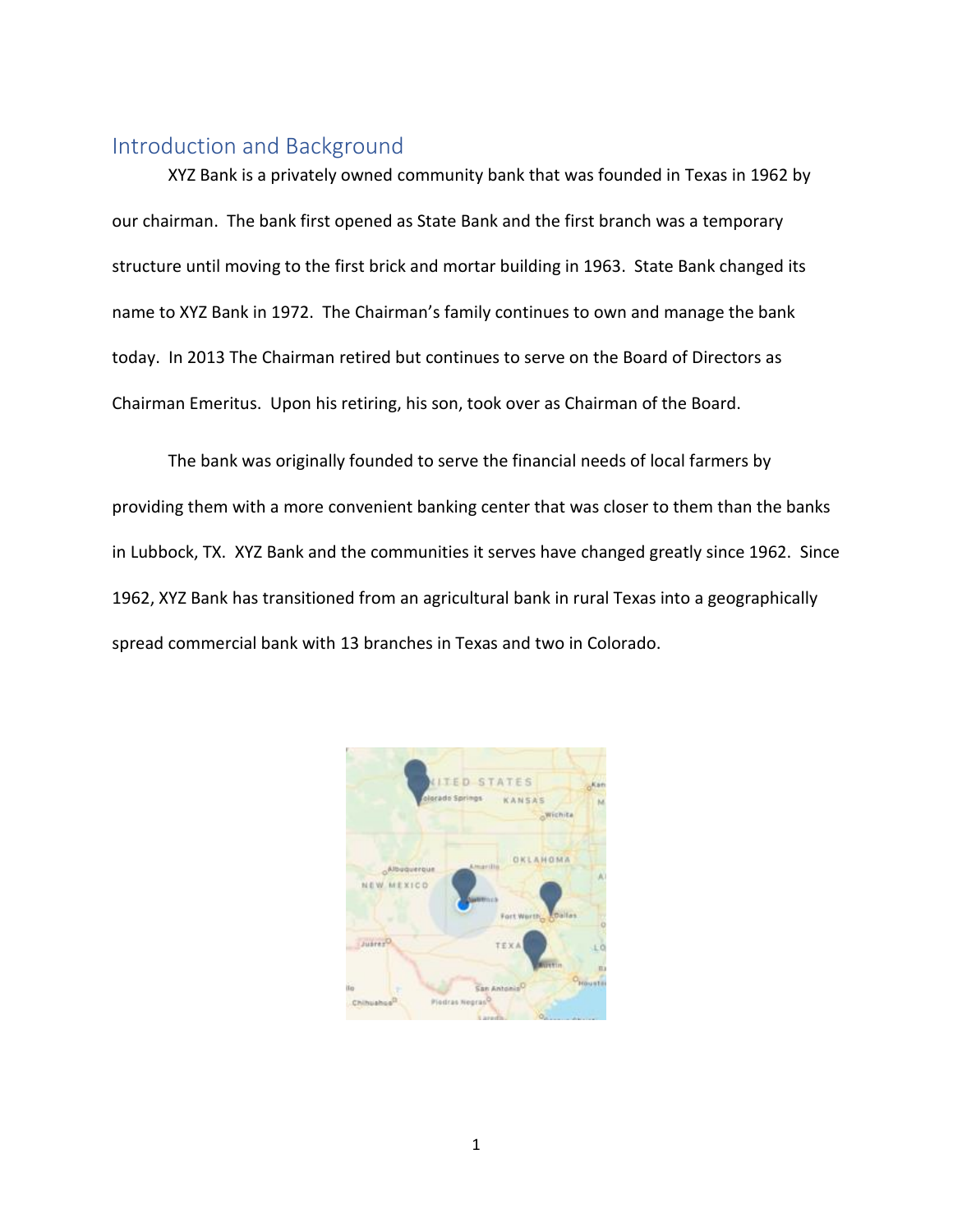## Introduction and Background

XYZ Bank is a privately owned community bank that was founded in Texas in 1962 by our chairman. The bank first opened as State Bank and the first branch was a temporary structure until moving to the first brick and mortar building in 1963. State Bank changed its name to XYZ Bank in 1972. The Chairman's family continues to own and manage the bank today. In 2013 The Chairman retired but continues to serve on the Board of Directors as Chairman Emeritus. Upon his retiring, his son, took over as Chairman of the Board.

The bank was originally founded to serve the financial needs of local farmers by providing them with a more convenient banking center that was closer to them than the banks in Lubbock, TX. XYZ Bank and the communities it serves have changed greatly since 1962. Since 1962, XYZ Bank has transitioned from an agricultural bank in rural Texas into a geographically spread commercial bank with 13 branches in Texas and two in Colorado.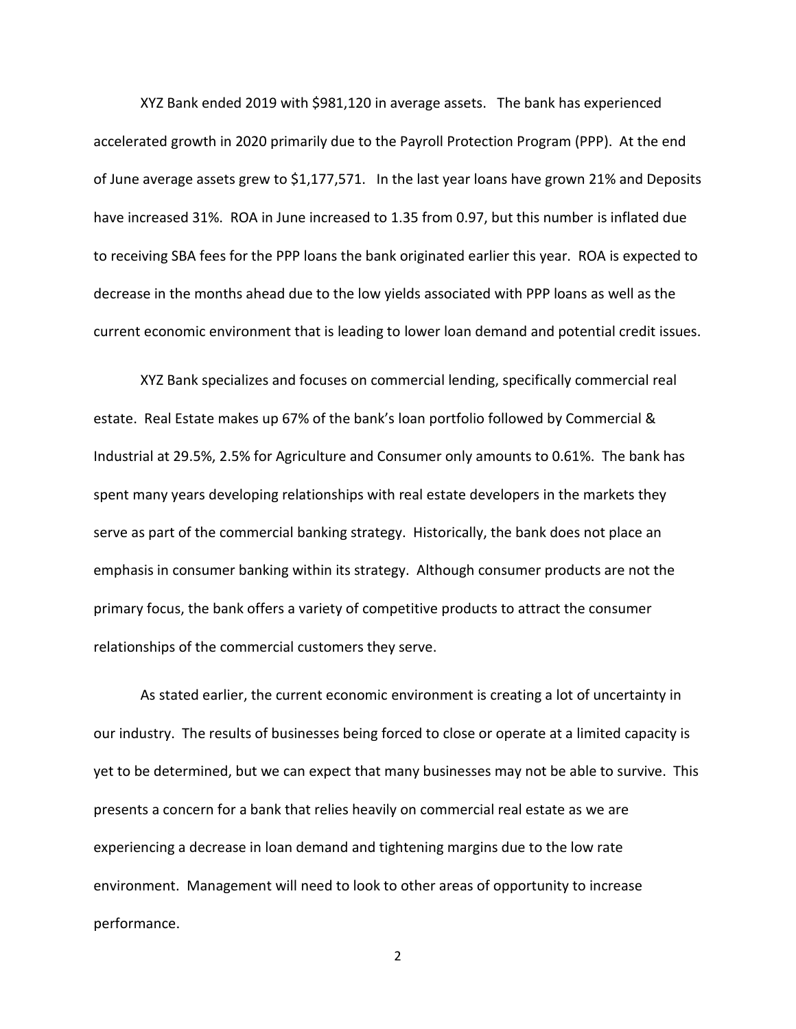XYZ Bank ended 2019 with $981,120 in average assets. The bank has experienced accelerated growth in 2020 primarily due to the Payroll Protection Program (PPP). At the end of June average assets grew to $1,177,571. In the last year loans have grown 21% and Deposits have increased 31%. ROA in June increased to 1.35 from 0.97, but this number is inflated due to receiving SBA fees for the PPP loans the bank originated earlier this year. ROA is expected to decrease in the months ahead due to the low yields associated with PPP loans as well as the current economic environment that is leading to lower loan demand and potential credit issues.

XYZ Bank specializes and focuses on commercial lending, specifically commercial real estate. Real Estate makes up 67% of the bank's loan portfolio followed by Commercial & Industrial at 29.5%, 2.5% for Agriculture and Consumer only amounts to 0.61%. The bank has spent many years developing relationships with real estate developers in the markets they serve as part of the commercial banking strategy. Historically, the bank does not place an emphasis in consumer banking within its strategy. Although consumer products are not the primary focus, the bank offers a variety of competitive products to attract the consumer relationships of the commercial customers they serve.

As stated earlier, the current economic environment is creating a lot of uncertainty in our industry. The results of businesses being forced to close or operate at a limited capacity is yet to be determined, but we can expect that many businesses may not be able to survive. This presents a concern for a bank that relies heavily on commercial real estate as we are experiencing a decrease in loan demand and tightening margins due to the low rate environment. Management will need to look to other areas of opportunity to increase performance.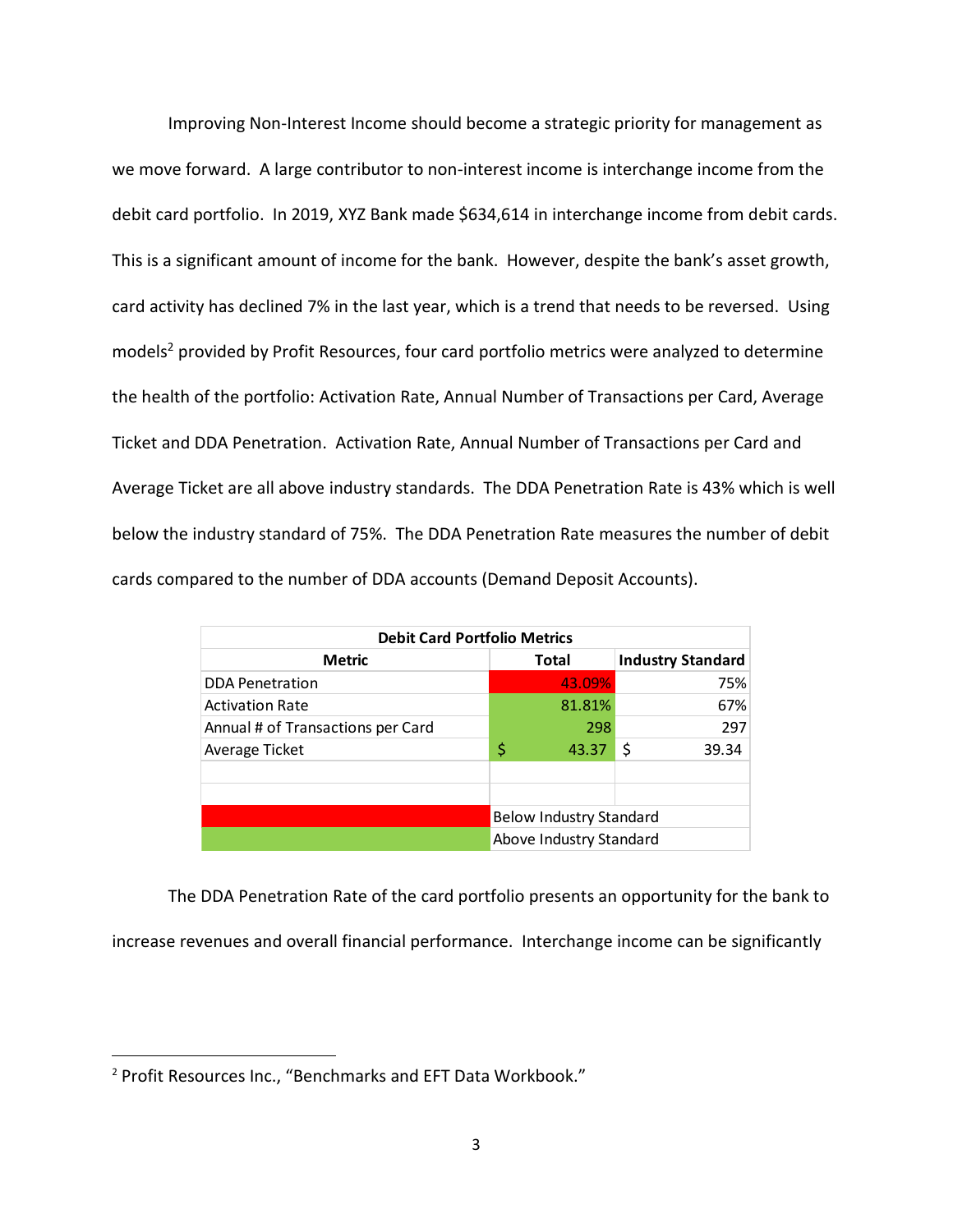Improving Non-Interest Income should become a strategic priority for management as we move forward. A large contributor to non-interest income is interchange income from the debit card portfolio. In 2019, XYZ Bank made $634,614 in interchange income from debit cards. This is a significant amount of income for the bank. However, despite the bank's asset growth, card activity has declined 7% in the last year, which is a trend that needs to be reversed. Using models[2] provided by Profit Resources, four card portfolio metrics were analyzed to determine the health of the portfolio: Activation Rate, Annual Number of Transactions per Card, Average Ticket and DDA Penetration. Activation Rate, Annual Number of Transactions per Card and Average Ticket are all above industry standards. The DDA Penetration Rate is 43% which is well below the industry standard of 75%. The DDA Penetration Rate measures the number of debit cards compared to the number of DDA accounts (Demand Deposit Accounts).

| Debit Card Portfolio Metrics | | |
|---|---|---|
| **Metric** | **Total** | **Industry Standard** |
| DDA Penetration | 43.09% | 75% |
| Activation Rate | 81.81% | 67% |
| Annual # of Transactions per Card | 298 | 297 |
| Average Ticket | $ 43.37 | $ 39.34 |
| | | |
| | | |
| (Red) | Below Industry Standard | |
| (Green) | Above Industry Standard | |

The DDA Penetration Rate of the card portfolio presents an opportunity for the bank to increase revenues and overall financial performance. Interchange income can be significantly

[2] Profit Resources Inc., "Benchmarks and EFT Data Workbook."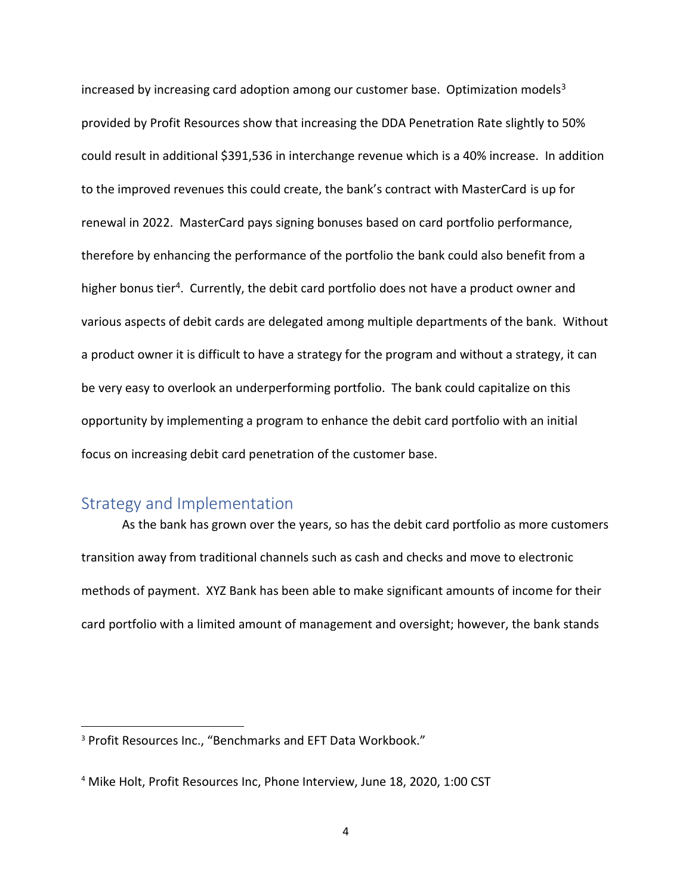increased by increasing card adoption among our customer base. Optimization models[3] provided by Profit Resources show that increasing the DDA Penetration Rate slightly to 50% could result in additional $391,536 in interchange revenue which is a 40% increase. In addition to the improved revenues this could create, the bank's contract with MasterCard is up for renewal in 2022. MasterCard pays signing bonuses based on card portfolio performance, therefore by enhancing the performance of the portfolio the bank could also benefit from a higher bonus tier[4]. Currently, the debit card portfolio does not have a product owner and various aspects of debit cards are delegated among multiple departments of the bank. Without a product owner it is difficult to have a strategy for the program and without a strategy, it can be very easy to overlook an underperforming portfolio. The bank could capitalize on this opportunity by implementing a program to enhance the debit card portfolio with an initial focus on increasing debit card penetration of the customer base.

## Strategy and Implementation

As the bank has grown over the years, so has the debit card portfolio as more customers transition away from traditional channels such as cash and checks and move to electronic methods of payment. XYZ Bank has been able to make significant amounts of income for their card portfolio with a limited amount of management and oversight; however, the bank stands

---

[3] Profit Resources Inc., "Benchmarks and EFT Data Workbook."

[4] Mike Holt, Profit Resources Inc, Phone Interview, June 18, 2020, 1:00 CST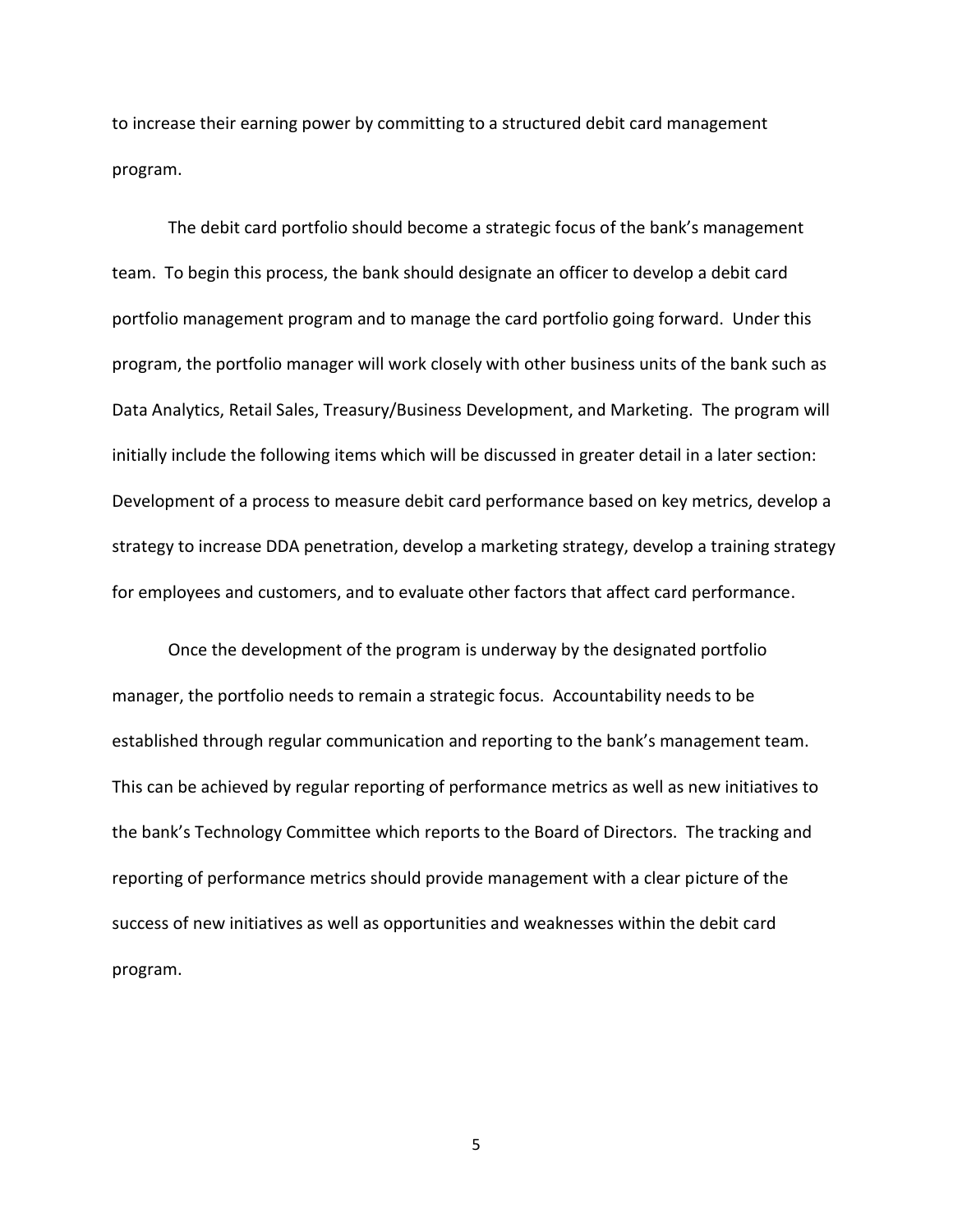to increase their earning power by committing to a structured debit card management program.

The debit card portfolio should become a strategic focus of the bank's management team. To begin this process, the bank should designate an officer to develop a debit card portfolio management program and to manage the card portfolio going forward. Under this program, the portfolio manager will work closely with other business units of the bank such as Data Analytics, Retail Sales, Treasury/Business Development, and Marketing. The program will initially include the following items which will be discussed in greater detail in a later section: Development of a process to measure debit card performance based on key metrics, develop a strategy to increase DDA penetration, develop a marketing strategy, develop a training strategy for employees and customers, and to evaluate other factors that affect card performance.

Once the development of the program is underway by the designated portfolio manager, the portfolio needs to remain a strategic focus. Accountability needs to be established through regular communication and reporting to the bank's management team. This can be achieved by regular reporting of performance metrics as well as new initiatives to the bank's Technology Committee which reports to the Board of Directors. The tracking and reporting of performance metrics should provide management with a clear picture of the success of new initiatives as well as opportunities and weaknesses within the debit card program.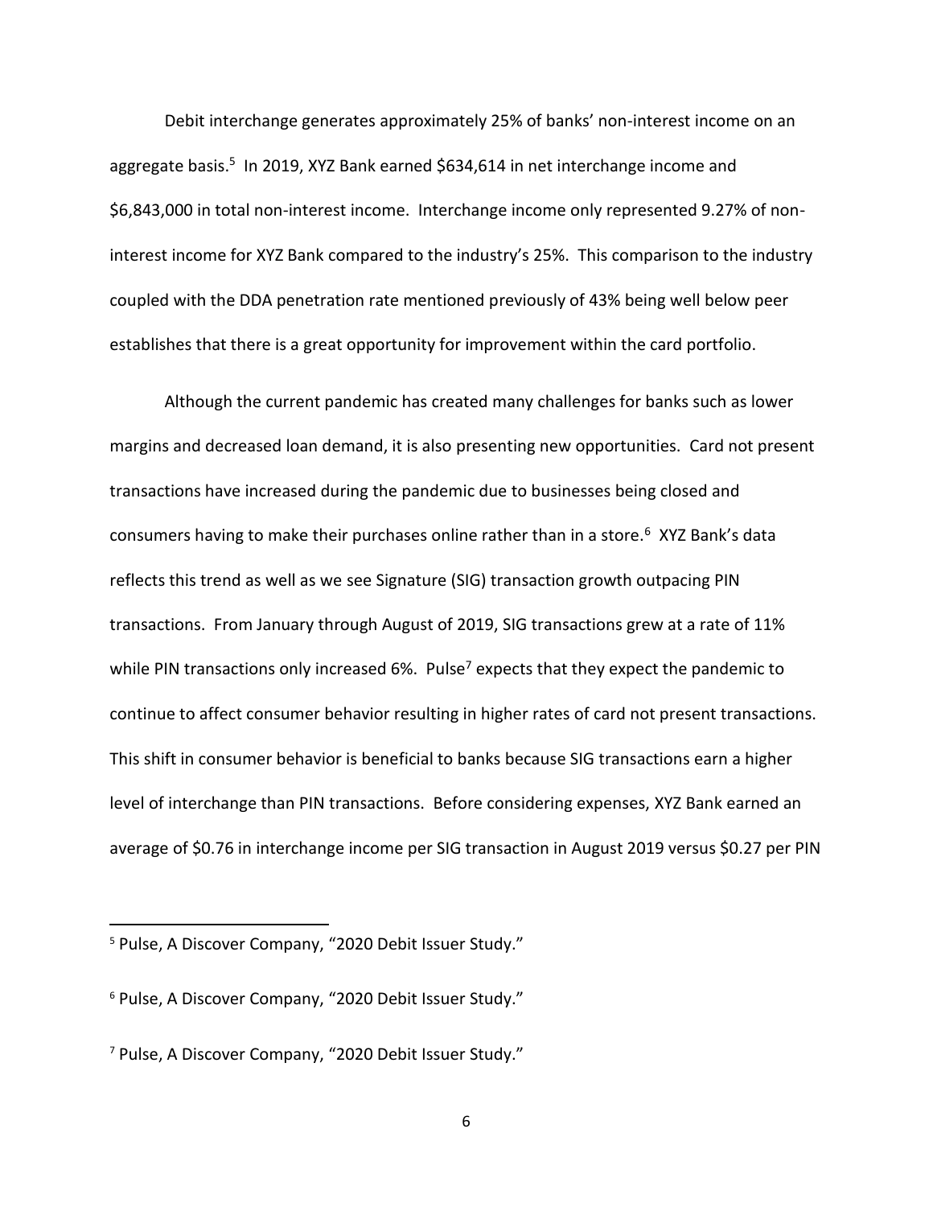Debit interchange generates approximately 25% of banks' non-interest income on an aggregate basis.[5] In 2019, XYZ Bank earned $634,614 in net interchange income and $6,843,000 in total non-interest income. Interchange income only represented 9.27% of non-interest income for XYZ Bank compared to the industry's 25%. This comparison to the industry coupled with the DDA penetration rate mentioned previously of 43% being well below peer establishes that there is a great opportunity for improvement within the card portfolio.

Although the current pandemic has created many challenges for banks such as lower margins and decreased loan demand, it is also presenting new opportunities. Card not present transactions have increased during the pandemic due to businesses being closed and consumers having to make their purchases online rather than in a store.[6] XYZ Bank's data reflects this trend as well as we see Signature (SIG) transaction growth outpacing PIN transactions. From January through August of 2019, SIG transactions grew at a rate of 11% while PIN transactions only increased 6%. Pulse[7] expects that they expect the pandemic to continue to affect consumer behavior resulting in higher rates of card not present transactions. This shift in consumer behavior is beneficial to banks because SIG transactions earn a higher level of interchange than PIN transactions. Before considering expenses, XYZ Bank earned an average of $0.76 in interchange income per SIG transaction in August 2019 versus $0.27 per PIN

[5] Pulse, A Discover Company, "2020 Debit Issuer Study."

[6] Pulse, A Discover Company, "2020 Debit Issuer Study."

[7] Pulse, A Discover Company, "2020 Debit Issuer Study."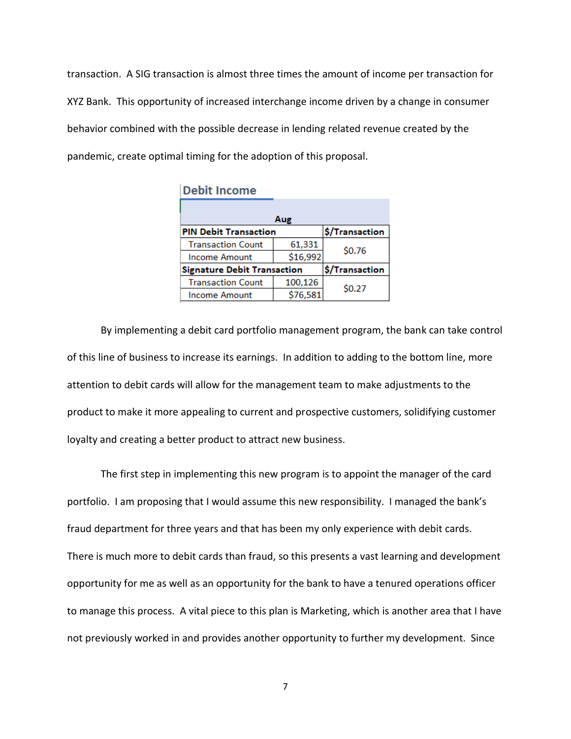transaction. A SIG transaction is almost three times the amount of income per transaction for XYZ Bank. This opportunity of increased interchange income driven by a change in consumer behavior combined with the possible decrease in lending related revenue created by the pandemic, create optimal timing for the adoption of this proposal.

**Debit Income**

| Aug | | |
|---|---|---|
| **PIN Debit Transaction** | | **$/Transaction** |
| Transaction Count | 61,331 | $0.76 |
| Income Amount | $16,992 | |
| **Signature Debit Transaction** | | **$/Transaction** |
| Transaction Count | 100,126 | $0.27 |
| Income Amount | $76,581 | |

By implementing a debit card portfolio management program, the bank can take control of this line of business to increase its earnings. In addition to adding to the bottom line, more attention to debit cards will allow for the management team to make adjustments to the product to make it more appealing to current and prospective customers, solidifying customer loyalty and creating a better product to attract new business.

The first step in implementing this new program is to appoint the manager of the card portfolio. I am proposing that I would assume this new responsibility. I managed the bank's fraud department for three years and that has been my only experience with debit cards. There is much more to debit cards than fraud, so this presents a vast learning and development opportunity for me as well as an opportunity for the bank to have a tenured operations officer to manage this process. A vital piece to this plan is Marketing, which is another area that I have not previously worked in and provides another opportunity to further my development. Since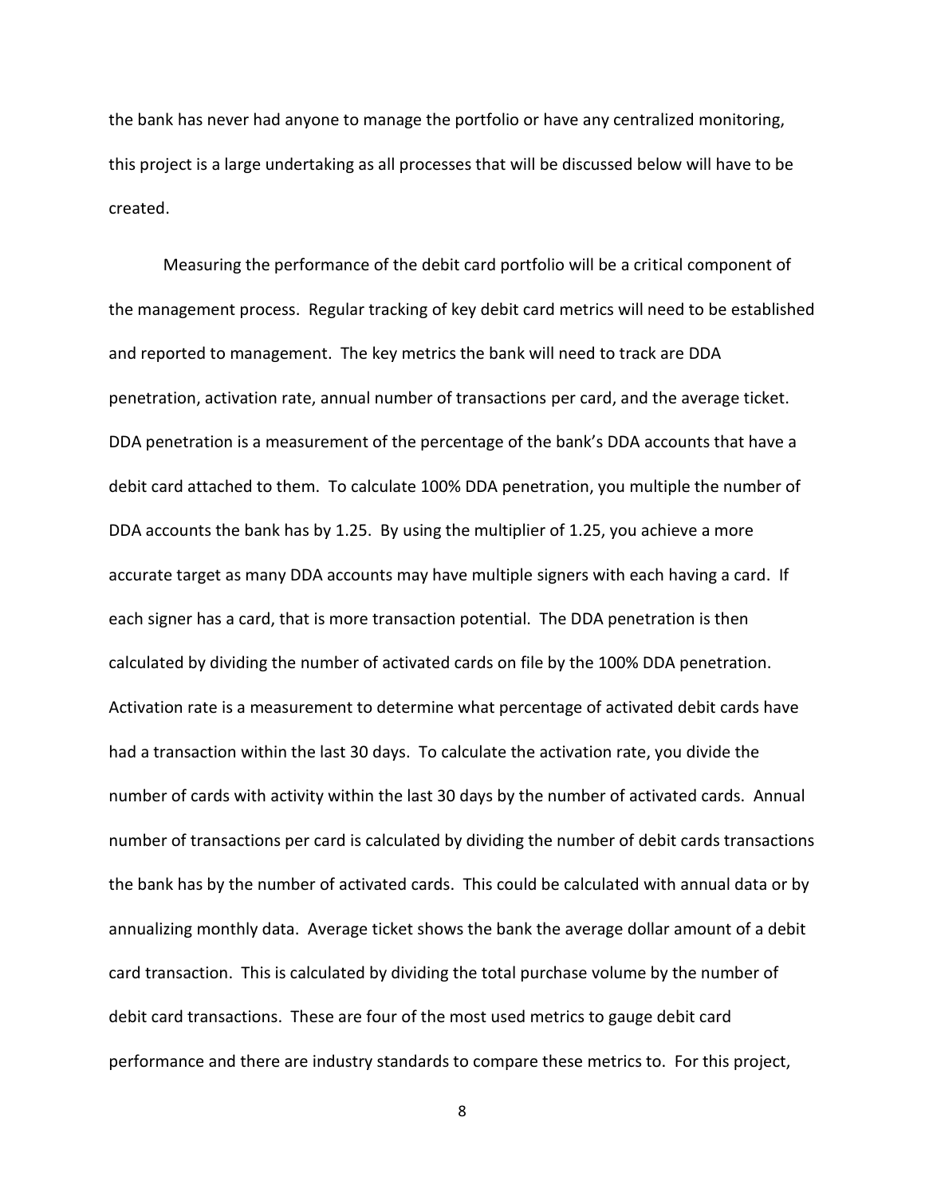the bank has never had anyone to manage the portfolio or have any centralized monitoring, this project is a large undertaking as all processes that will be discussed below will have to be created.

Measuring the performance of the debit card portfolio will be a critical component of the management process. Regular tracking of key debit card metrics will need to be established and reported to management. The key metrics the bank will need to track are DDA penetration, activation rate, annual number of transactions per card, and the average ticket. DDA penetration is a measurement of the percentage of the bank's DDA accounts that have a debit card attached to them. To calculate 100% DDA penetration, you multiple the number of DDA accounts the bank has by 1.25. By using the multiplier of 1.25, you achieve a more accurate target as many DDA accounts may have multiple signers with each having a card. If each signer has a card, that is more transaction potential. The DDA penetration is then calculated by dividing the number of activated cards on file by the 100% DDA penetration. Activation rate is a measurement to determine what percentage of activated debit cards have had a transaction within the last 30 days. To calculate the activation rate, you divide the number of cards with activity within the last 30 days by the number of activated cards. Annual number of transactions per card is calculated by dividing the number of debit cards transactions the bank has by the number of activated cards. This could be calculated with annual data or by annualizing monthly data. Average ticket shows the bank the average dollar amount of a debit card transaction. This is calculated by dividing the total purchase volume by the number of debit card transactions. These are four of the most used metrics to gauge debit card performance and there are industry standards to compare these metrics to. For this project,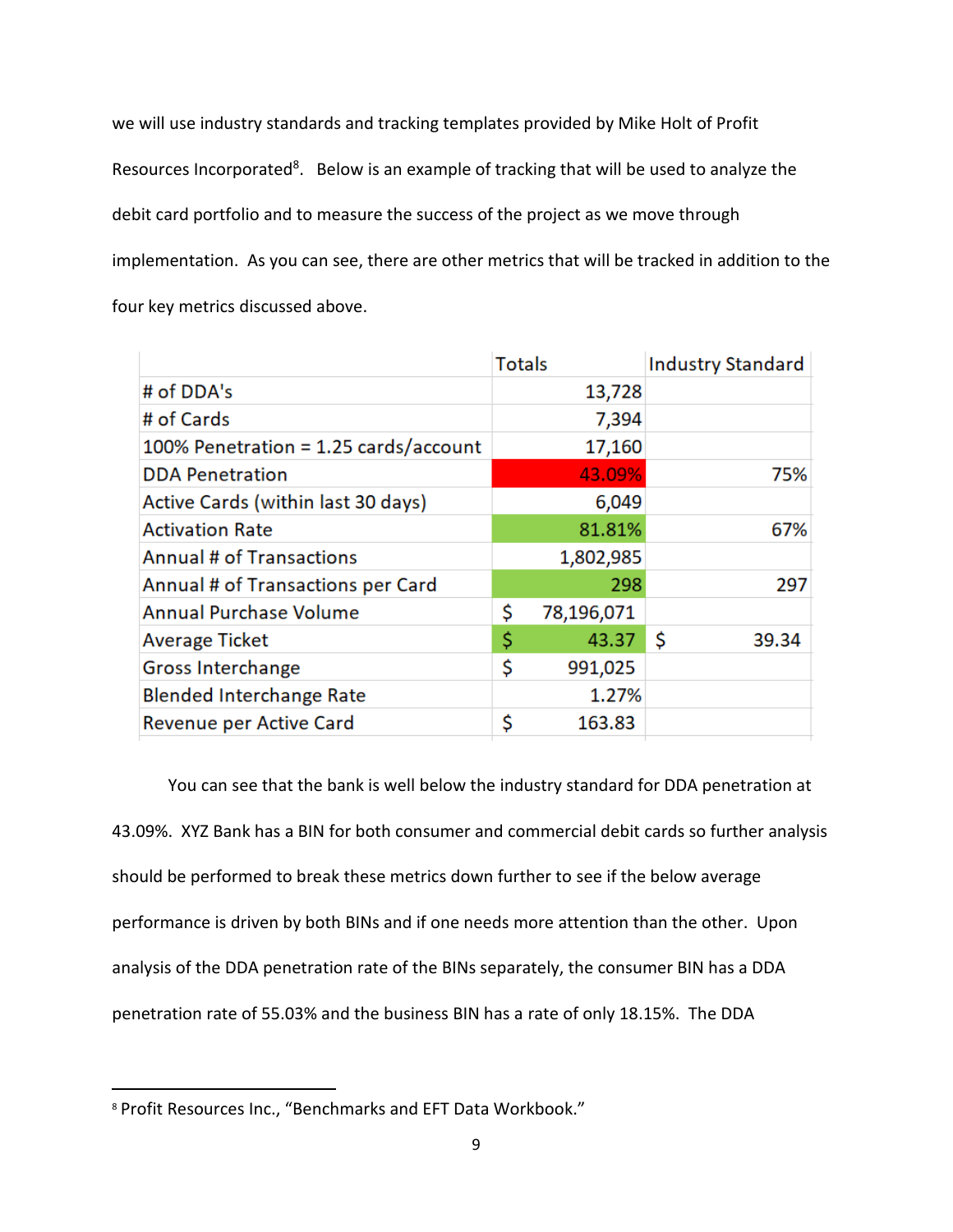we will use industry standards and tracking templates provided by Mike Holt of Profit Resources Incorporated[8]. Below is an example of tracking that will be used to analyze the debit card portfolio and to measure the success of the project as we move through implementation. As you can see, there are other metrics that will be tracked in addition to the four key metrics discussed above.

| | Totals | Industry Standard |
|---|---|---|
| # of DDA's | 13,728 | |
| # of Cards | 7,394 | |
| 100% Penetration = 1.25 cards/account | 17,160 | |
| DDA Penetration | 43.09% | 75% |
| Active Cards (within last 30 days) | 6,049 | |
| Activation Rate | 81.81% | 67% |
| Annual # of Transactions | 1,802,985 | |
| Annual # of Transactions per Card | 298 | 297 |
| Annual Purchase Volume | $ 78,196,071 | |
| Average Ticket | $ 43.37 | $ 39.34 |
| Gross Interchange | $ 991,025 | |
| Blended Interchange Rate | 1.27% | |
| Revenue per Active Card | $ 163.83 | |

You can see that the bank is well below the industry standard for DDA penetration at 43.09%. XYZ Bank has a BIN for both consumer and commercial debit cards so further analysis should be performed to break these metrics down further to see if the below average performance is driven by both BINs and if one needs more attention than the other. Upon analysis of the DDA penetration rate of the BINs separately, the consumer BIN has a DDA penetration rate of 55.03% and the business BIN has a rate of only 18.15%. The DDA

[8] Profit Resources Inc., "Benchmarks and EFT Data Workbook."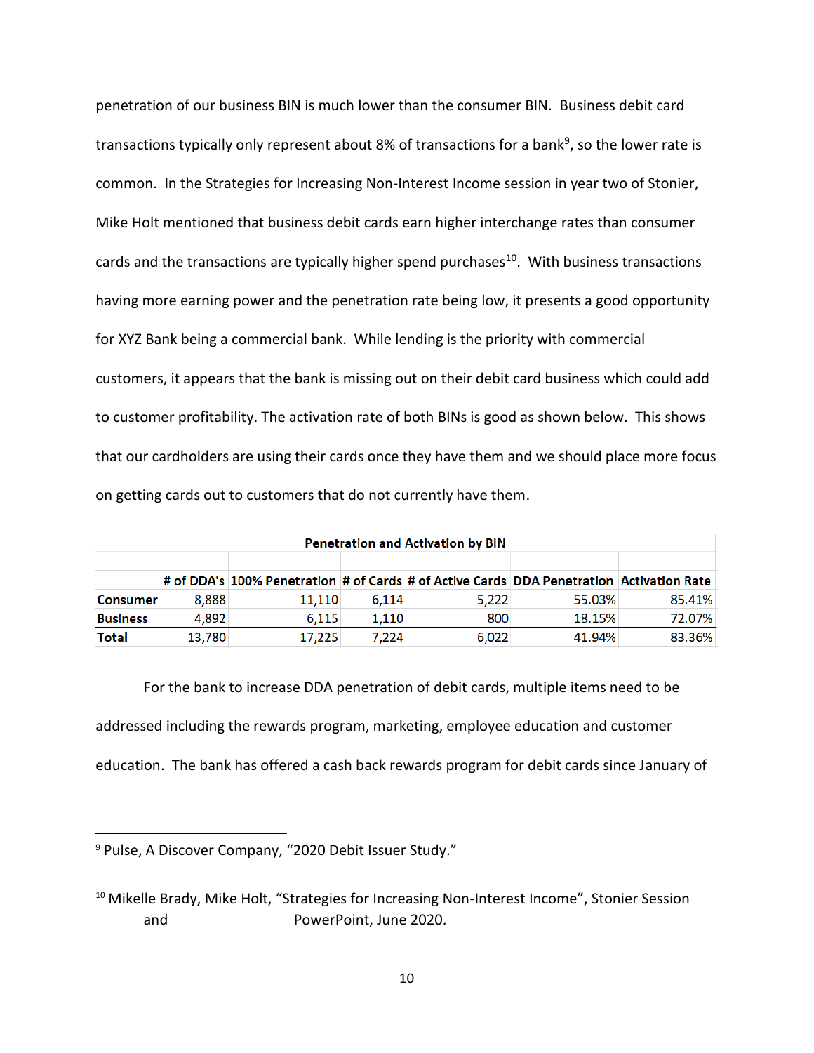penetration of our business BIN is much lower than the consumer BIN. Business debit card transactions typically only represent about 8% of transactions for a bank[9], so the lower rate is common. In the Strategies for Increasing Non-Interest Income session in year two of Stonier, Mike Holt mentioned that business debit cards earn higher interchange rates than consumer cards and the transactions are typically higher spend purchases[10]. With business transactions having more earning power and the penetration rate being low, it presents a good opportunity for XYZ Bank being a commercial bank. While lending is the priority with commercial customers, it appears that the bank is missing out on their debit card business which could add to customer profitability. The activation rate of both BINs is good as shown below. This shows that our cardholders are using their cards once they have them and we should place more focus on getting cards out to customers that do not currently have them.

**Penetration and Activation by BIN**

| | # of DDA's | 100% Penetration | # of Cards | # of Active Cards | DDA Penetration | Activation Rate |
|---|---|---|---|---|---|---|
| **Consumer** | 8,888 | 11,110 | 6,114 | 5,222 | 55.03% | 85.41% |
| **Business** | 4,892 | 6,115 | 1,110 | 800 | 18.15% | 72.07% |
| **Total** | 13,780 | 17,225 | 7,224 | 6,022 | 41.94% | 83.36% |

For the bank to increase DDA penetration of debit cards, multiple items need to be addressed including the rewards program, marketing, employee education and customer education. The bank has offered a cash back rewards program for debit cards since January of

---

[9] Pulse, A Discover Company, "2020 Debit Issuer Study."

[10] Mikelle Brady, Mike Holt, "Strategies for Increasing Non-Interest Income", Stonier Session and PowerPoint, June 2020.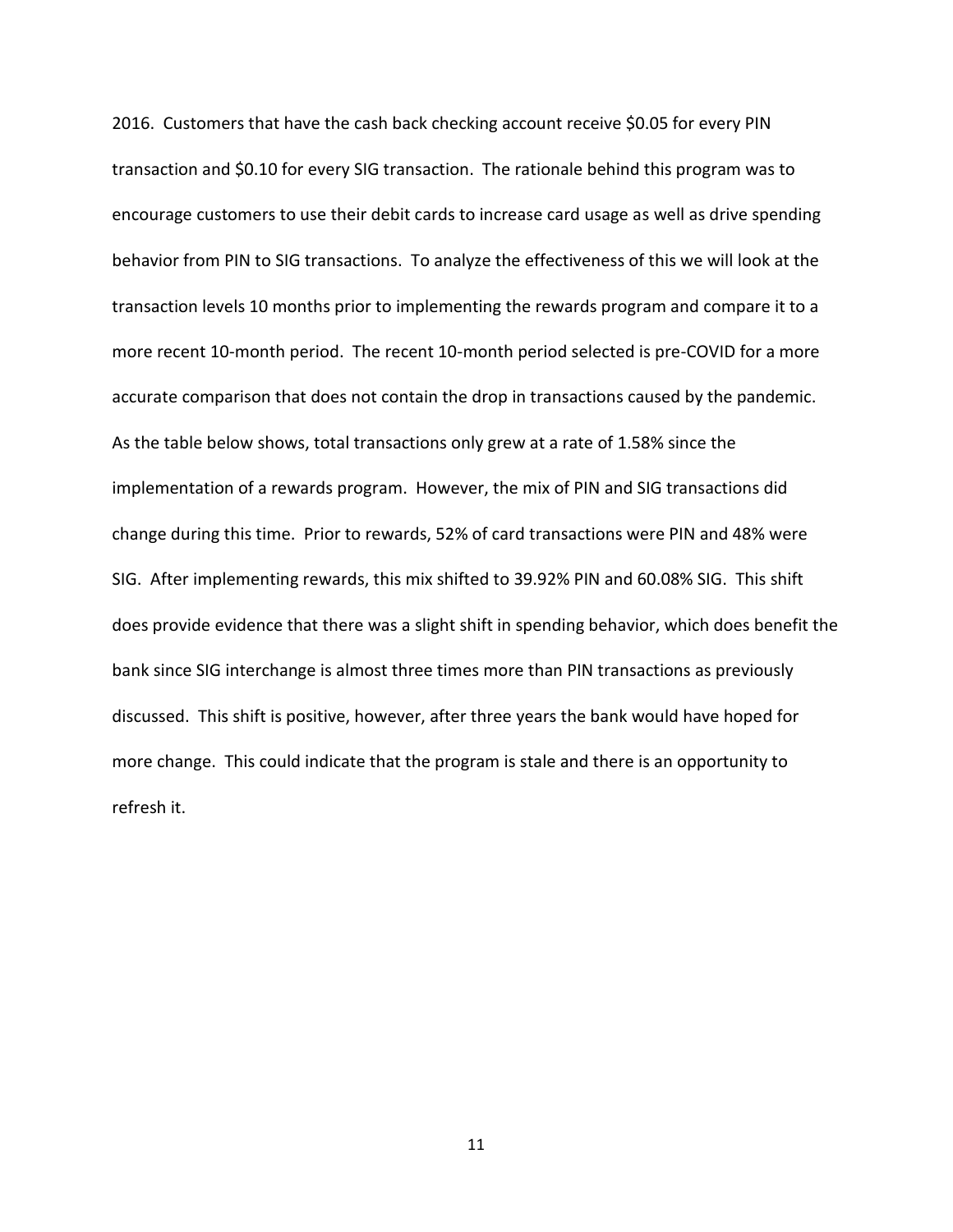2016. Customers that have the cash back checking account receive $0.05 for every PIN transaction and $0.10 for every SIG transaction. The rationale behind this program was to encourage customers to use their debit cards to increase card usage as well as drive spending behavior from PIN to SIG transactions. To analyze the effectiveness of this we will look at the transaction levels 10 months prior to implementing the rewards program and compare it to a more recent 10-month period. The recent 10-month period selected is pre-COVID for a more accurate comparison that does not contain the drop in transactions caused by the pandemic. As the table below shows, total transactions only grew at a rate of 1.58% since the implementation of a rewards program. However, the mix of PIN and SIG transactions did change during this time. Prior to rewards, 52% of card transactions were PIN and 48% were SIG. After implementing rewards, this mix shifted to 39.92% PIN and 60.08% SIG. This shift does provide evidence that there was a slight shift in spending behavior, which does benefit the bank since SIG interchange is almost three times more than PIN transactions as previously discussed. This shift is positive, however, after three years the bank would have hoped for more change. This could indicate that the program is stale and there is an opportunity to refresh it.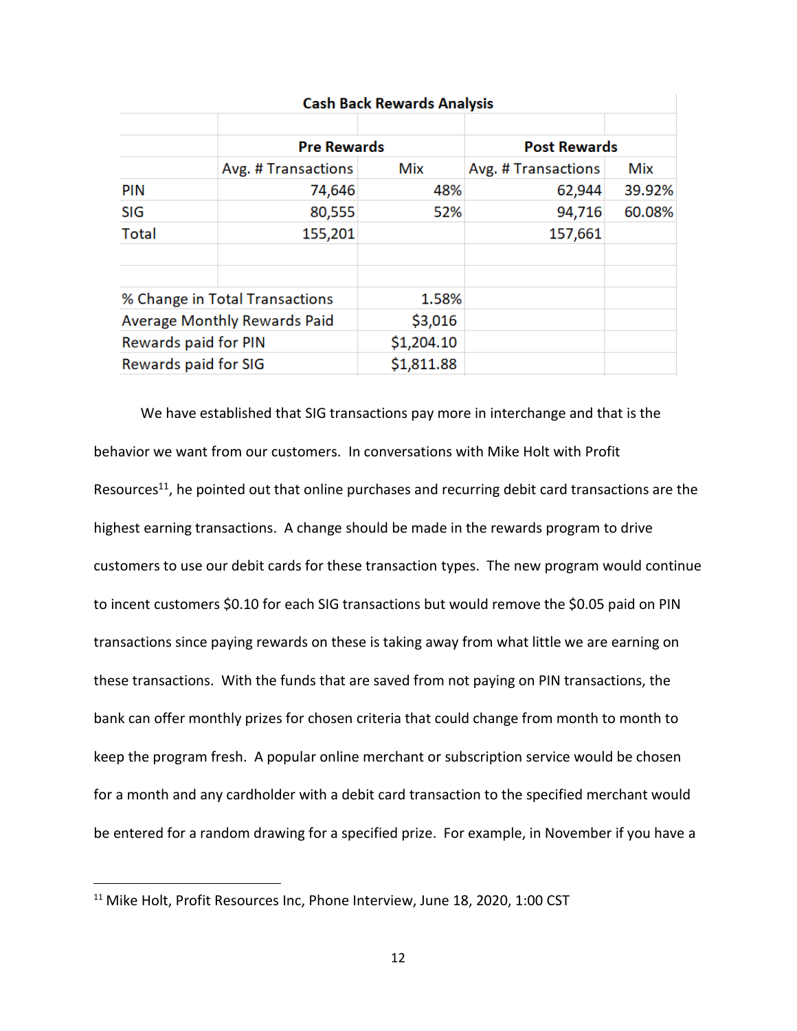| Cash Back Rewards Analysis | | | | |
|---|---|---|---|---|
| | | | | |
| | Pre Rewards | | Post Rewards | |
| | Avg. # Transactions | Mix | Avg. # Transactions | Mix |
| PIN | 74,646 | 48% | 62,944 | 39.92% |
| SIG | 80,555 | 52% | 94,716 | 60.08% |
| Total | 155,201 | | 157,661 | |
| | | | | |
| | | | | |
| % Change in Total Transactions | | 1.58% | | |
| Average Monthly Rewards Paid | | $3,016 | | |
| Rewards paid for PIN | | $1,204.10 | | |
| Rewards paid for SIG | | $1,811.88 | | |

We have established that SIG transactions pay more in interchange and that is the behavior we want from our customers. In conversations with Mike Holt with Profit Resources[11], he pointed out that online purchases and recurring debit card transactions are the highest earning transactions. A change should be made in the rewards program to drive customers to use our debit cards for these transaction types. The new program would continue to incent customers $0.10 for each SIG transactions but would remove the $0.05 paid on PIN transactions since paying rewards on these is taking away from what little we are earning on these transactions. With the funds that are saved from not paying on PIN transactions, the bank can offer monthly prizes for chosen criteria that could change from month to month to keep the program fresh. A popular online merchant or subscription service would be chosen for a month and any cardholder with a debit card transaction to the specified merchant would be entered for a random drawing for a specified prize. For example, in November if you have a

[11] Mike Holt, Profit Resources Inc, Phone Interview, June 18, 2020, 1:00 CST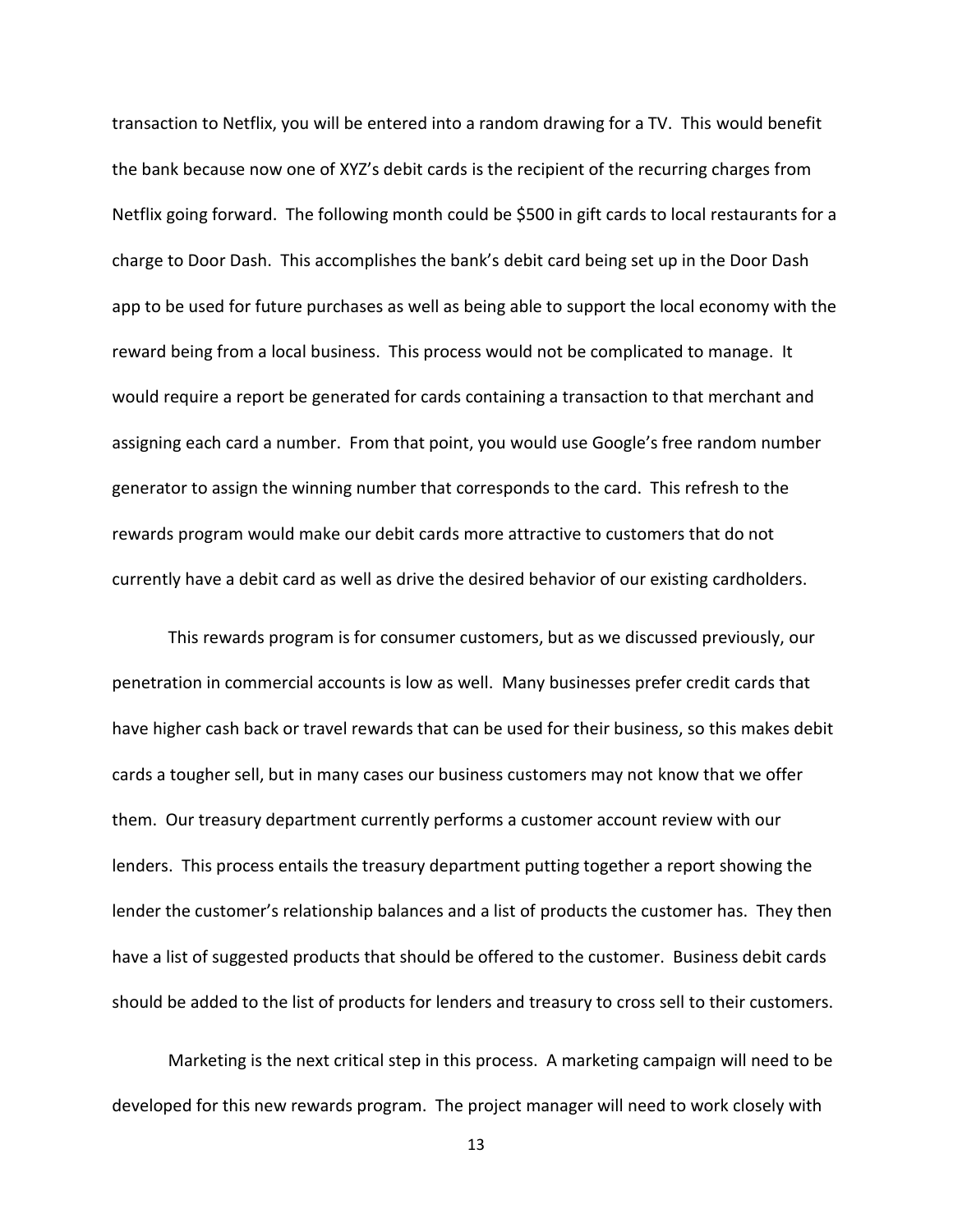transaction to Netflix, you will be entered into a random drawing for a TV. This would benefit the bank because now one of XYZ's debit cards is the recipient of the recurring charges from Netflix going forward. The following month could be $500 in gift cards to local restaurants for a charge to Door Dash. This accomplishes the bank's debit card being set up in the Door Dash app to be used for future purchases as well as being able to support the local economy with the reward being from a local business. This process would not be complicated to manage. It would require a report be generated for cards containing a transaction to that merchant and assigning each card a number. From that point, you would use Google's free random number generator to assign the winning number that corresponds to the card. This refresh to the rewards program would make our debit cards more attractive to customers that do not currently have a debit card as well as drive the desired behavior of our existing cardholders.

This rewards program is for consumer customers, but as we discussed previously, our penetration in commercial accounts is low as well. Many businesses prefer credit cards that have higher cash back or travel rewards that can be used for their business, so this makes debit cards a tougher sell, but in many cases our business customers may not know that we offer them. Our treasury department currently performs a customer account review with our lenders. This process entails the treasury department putting together a report showing the lender the customer's relationship balances and a list of products the customer has. They then have a list of suggested products that should be offered to the customer. Business debit cards should be added to the list of products for lenders and treasury to cross sell to their customers.

Marketing is the next critical step in this process. A marketing campaign will need to be developed for this new rewards program. The project manager will need to work closely with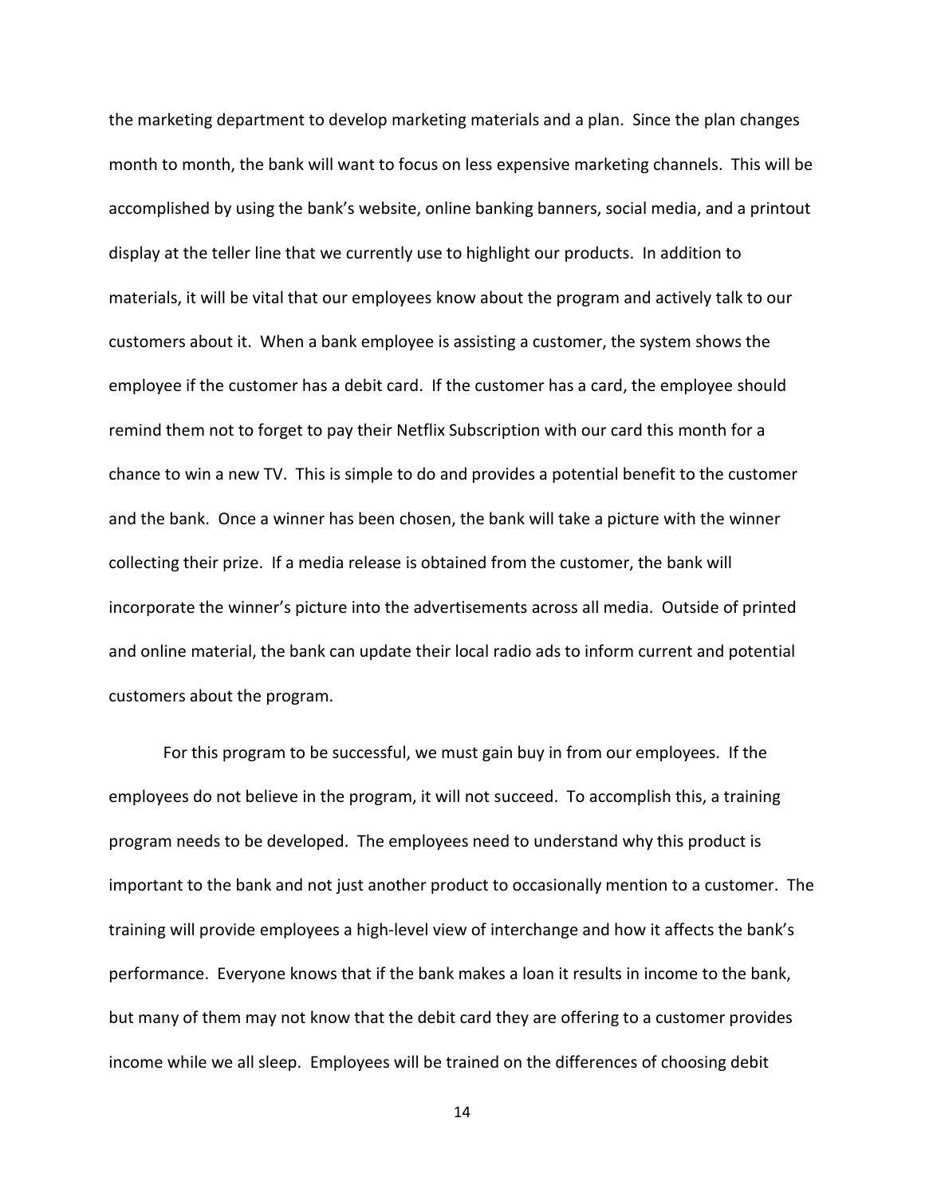the marketing department to develop marketing materials and a plan. Since the plan changes month to month, the bank will want to focus on less expensive marketing channels. This will be accomplished by using the bank's website, online banking banners, social media, and a printout display at the teller line that we currently use to highlight our products. In addition to materials, it will be vital that our employees know about the program and actively talk to our customers about it. When a bank employee is assisting a customer, the system shows the employee if the customer has a debit card. If the customer has a card, the employee should remind them not to forget to pay their Netflix Subscription with our card this month for a chance to win a new TV. This is simple to do and provides a potential benefit to the customer and the bank. Once a winner has been chosen, the bank will take a picture with the winner collecting their prize. If a media release is obtained from the customer, the bank will incorporate the winner's picture into the advertisements across all media. Outside of printed and online material, the bank can update their local radio ads to inform current and potential customers about the program.

For this program to be successful, we must gain buy in from our employees. If the employees do not believe in the program, it will not succeed. To accomplish this, a training program needs to be developed. The employees need to understand why this product is important to the bank and not just another product to occasionally mention to a customer. The training will provide employees a high-level view of interchange and how it affects the bank's performance. Everyone knows that if the bank makes a loan it results in income to the bank, but many of them may not know that the debit card they are offering to a customer provides income while we all sleep. Employees will be trained on the differences of choosing debit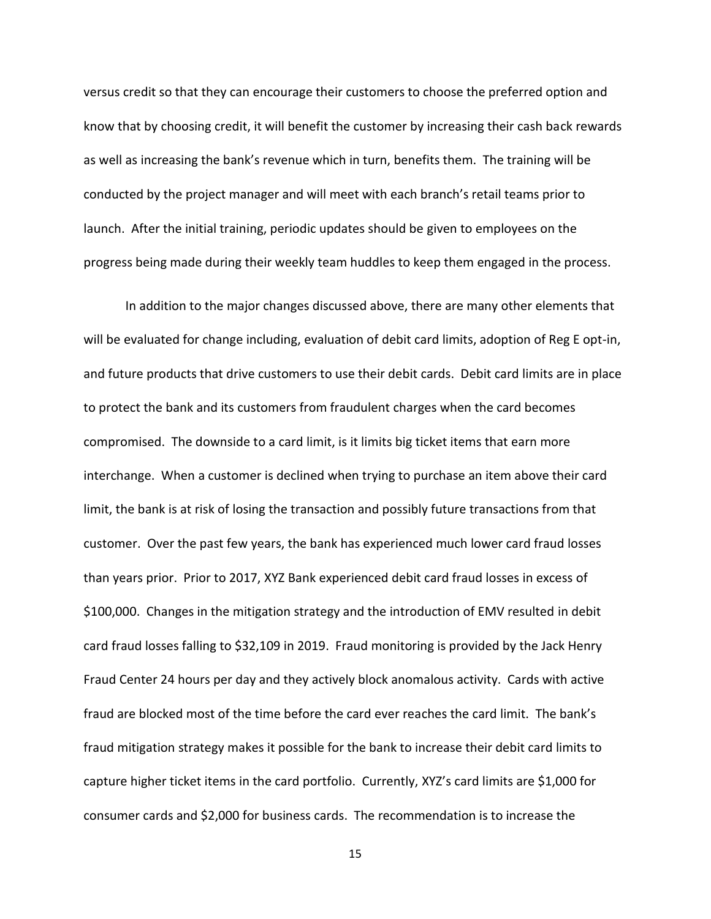versus credit so that they can encourage their customers to choose the preferred option and know that by choosing credit, it will benefit the customer by increasing their cash back rewards as well as increasing the bank's revenue which in turn, benefits them. The training will be conducted by the project manager and will meet with each branch's retail teams prior to launch. After the initial training, periodic updates should be given to employees on the progress being made during their weekly team huddles to keep them engaged in the process.

In addition to the major changes discussed above, there are many other elements that will be evaluated for change including, evaluation of debit card limits, adoption of Reg E opt-in, and future products that drive customers to use their debit cards. Debit card limits are in place to protect the bank and its customers from fraudulent charges when the card becomes compromised. The downside to a card limit, is it limits big ticket items that earn more interchange. When a customer is declined when trying to purchase an item above their card limit, the bank is at risk of losing the transaction and possibly future transactions from that customer. Over the past few years, the bank has experienced much lower card fraud losses than years prior. Prior to 2017, XYZ Bank experienced debit card fraud losses in excess of $100,000. Changes in the mitigation strategy and the introduction of EMV resulted in debit card fraud losses falling to $32,109 in 2019. Fraud monitoring is provided by the Jack Henry Fraud Center 24 hours per day and they actively block anomalous activity. Cards with active fraud are blocked most of the time before the card ever reaches the card limit. The bank's fraud mitigation strategy makes it possible for the bank to increase their debit card limits to capture higher ticket items in the card portfolio. Currently, XYZ's card limits are $1,000 for consumer cards and $2,000 for business cards. The recommendation is to increase the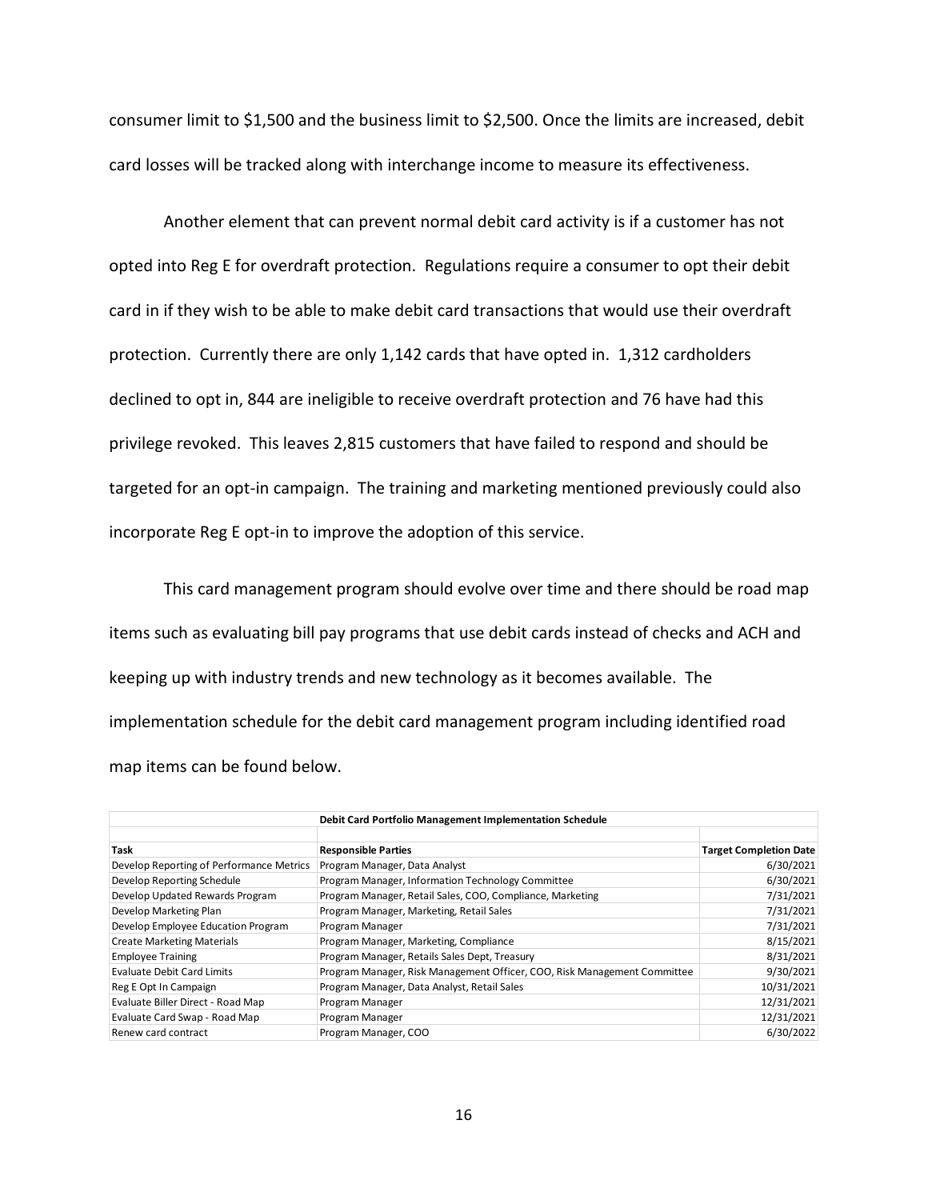consumer limit to $1,500 and the business limit to $2,500. Once the limits are increased, debit card losses will be tracked along with interchange income to measure its effectiveness.

Another element that can prevent normal debit card activity is if a customer has not opted into Reg E for overdraft protection. Regulations require a consumer to opt their debit card in if they wish to be able to make debit card transactions that would use their overdraft protection. Currently there are only 1,142 cards that have opted in. 1,312 cardholders declined to opt in, 844 are ineligible to receive overdraft protection and 76 have had this privilege revoked. This leaves 2,815 customers that have failed to respond and should be targeted for an opt-in campaign. The training and marketing mentioned previously could also incorporate Reg E opt-in to improve the adoption of this service.

This card management program should evolve over time and there should be road map items such as evaluating bill pay programs that use debit cards instead of checks and ACH and keeping up with industry trends and new technology as it becomes available. The implementation schedule for the debit card management program including identified road map items can be found below.

| Debit Card Portfolio Management Implementation Schedule | | |
|---|---|---|
| **Task** | **Responsible Parties** | **Target Completion Date** |
| Develop Reporting of Performance Metrics | Program Manager, Data Analyst | 6/30/2021 |
| Develop Reporting Schedule | Program Manager, Information Technology Committee | 6/30/2021 |
| Develop Updated Rewards Program | Program Manager, Retail Sales, COO, Compliance, Marketing | 7/31/2021 |
| Develop Marketing Plan | Program Manager, Marketing, Retail Sales | 7/31/2021 |
| Develop Employee Education Program | Program Manager | 7/31/2021 |
| Create Marketing Materials | Program Manager, Marketing, Compliance | 8/15/2021 |
| Employee Training | Program Manager, Retails Sales Dept, Treasury | 8/31/2021 |
| Evaluate Debit Card Limits | Program Manager, Risk Management Officer, COO, Risk Management Committee | 9/30/2021 |
| Reg E Opt In Campaign | Program Manager, Data Analyst, Retail Sales | 10/31/2021 |
| Evaluate Biller Direct - Road Map | Program Manager | 12/31/2021 |
| Evaluate Card Swap - Road Map | Program Manager | 12/31/2021 |
| Renew card contract | Program Manager, COO | 6/30/2022 |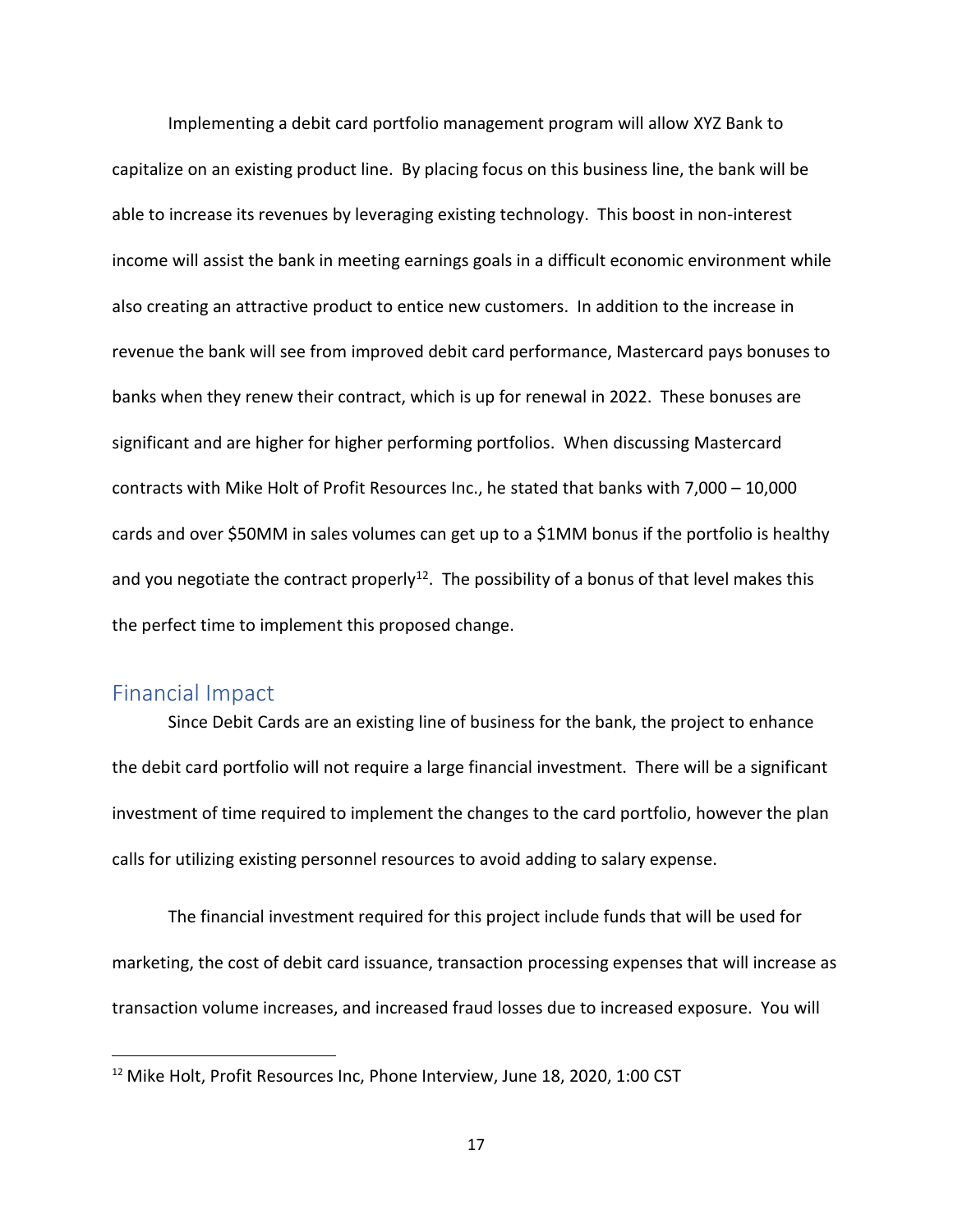Implementing a debit card portfolio management program will allow XYZ Bank to capitalize on an existing product line. By placing focus on this business line, the bank will be able to increase its revenues by leveraging existing technology. This boost in non-interest income will assist the bank in meeting earnings goals in a difficult economic environment while also creating an attractive product to entice new customers. In addition to the increase in revenue the bank will see from improved debit card performance, Mastercard pays bonuses to banks when they renew their contract, which is up for renewal in 2022. These bonuses are significant and are higher for higher performing portfolios. When discussing Mastercard contracts with Mike Holt of Profit Resources Inc., he stated that banks with 7,000 – 10,000 cards and over $50MM in sales volumes can get up to a $1MM bonus if the portfolio is healthy and you negotiate the contract properly[12]. The possibility of a bonus of that level makes this the perfect time to implement this proposed change.

## Financial Impact

Since Debit Cards are an existing line of business for the bank, the project to enhance the debit card portfolio will not require a large financial investment. There will be a significant investment of time required to implement the changes to the card portfolio, however the plan calls for utilizing existing personnel resources to avoid adding to salary expense.

The financial investment required for this project include funds that will be used for marketing, the cost of debit card issuance, transaction processing expenses that will increase as transaction volume increases, and increased fraud losses due to increased exposure. You will

[12] Mike Holt, Profit Resources Inc, Phone Interview, June 18, 2020, 1:00 CST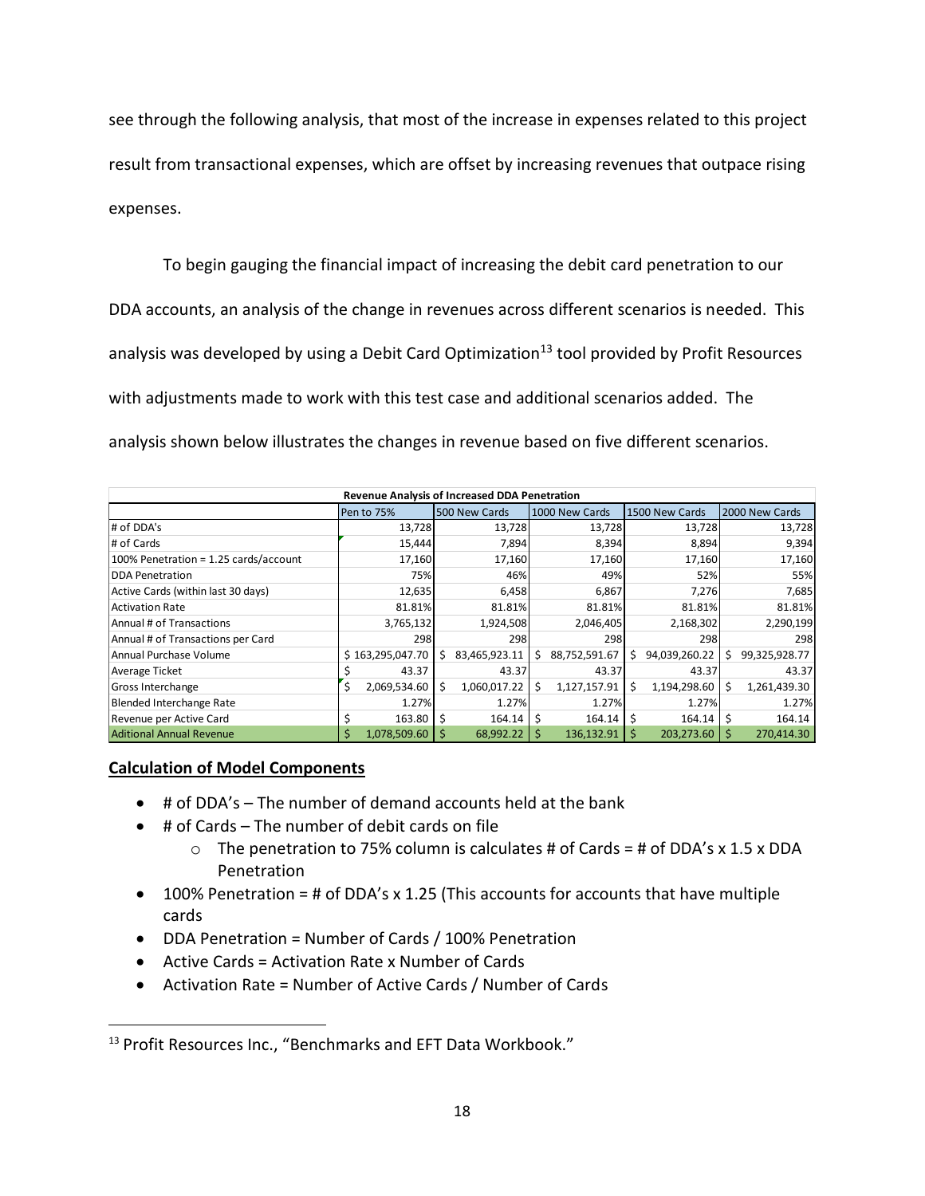see through the following analysis, that most of the increase in expenses related to this project result from transactional expenses, which are offset by increasing revenues that outpace rising expenses.

To begin gauging the financial impact of increasing the debit card penetration to our DDA accounts, an analysis of the change in revenues across different scenarios is needed. This analysis was developed by using a Debit Card Optimization[13] tool provided by Profit Resources with adjustments made to work with this test case and additional scenarios added. The analysis shown below illustrates the changes in revenue based on five different scenarios.

| Revenue Analysis of Increased DDA Penetration | | | | | |
|---|---|---|---|---|---|
| | Pen to 75% | 500 New Cards | 1000 New Cards | 1500 New Cards | 2000 New Cards |
| # of DDA's | 13,728 | 13,728 | 13,728 | 13,728 | 13,728 |
| # of Cards | 15,444 | 7,894 | 8,394 | 8,894 | 9,394 |
| 100% Penetration = 1.25 cards/account | 17,160 | 17,160 | 17,160 | 17,160 | 17,160 |
| DDA Penetration | 75% | 46% | 49% | 52% | 55% |
| Active Cards (within last 30 days) | 12,635 | 6,458 | 6,867 | 7,276 | 7,685 |
| Activation Rate | 81.81% | 81.81% | 81.81% | 81.81% | 81.81% |
| Annual # of Transactions | 3,765,132 | 1,924,508 | 2,046,405 | 2,168,302 | 2,290,199 |
| Annual # of Transactions per Card | 298 | 298 | 298 | 298 | 298 |
| Annual Purchase Volume | $ 163,295,047.70 | $ 83,465,923.11 | $ 88,752,591.67 | $ 94,039,260.22 | $ 99,325,928.77 |
| Average Ticket | $ 43.37 | 43.37 | 43.37 | 43.37 | 43.37 |
| Gross Interchange | $ 2,069,534.60 | $ 1,060,017.22 | $ 1,127,157.91 | $ 1,194,298.60 | $ 1,261,439.30 |
| Blended Interchange Rate | 1.27% | 1.27% | 1.27% | 1.27% | 1.27% |
| Revenue per Active Card | $ 163.80 | $ 164.14 | $ 164.14 | $ 164.14 | $ 164.14 |
| Aditional Annual Revenue | $ 1,078,509.60 | $ 68,992.22 | $ 136,132.91 | $ 203,273.60 | $ 270,414.30 |

## Calculation of Model Components

- # of DDA's – The number of demand accounts held at the bank
- # of Cards – The number of debit cards on file
  - The penetration to 75% column is calculates # of Cards = # of DDA's x 1.5 x DDA Penetration
- 100% Penetration = # of DDA's x 1.25 (This accounts for accounts that have multiple cards
- DDA Penetration = Number of Cards / 100% Penetration
- Active Cards = Activation Rate x Number of Cards
- Activation Rate = Number of Active Cards / Number of Cards

[13] Profit Resources Inc., "Benchmarks and EFT Data Workbook."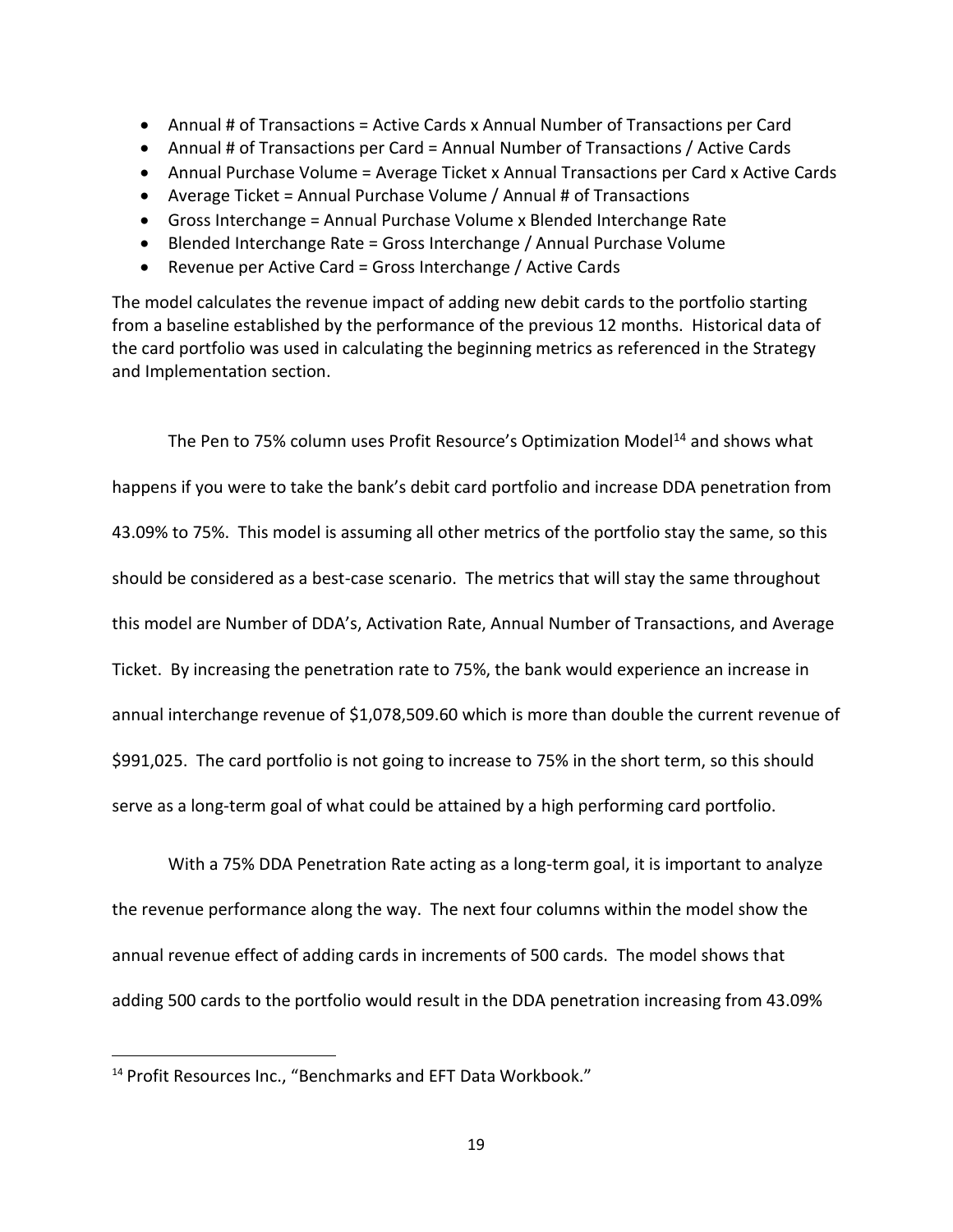- Annual # of Transactions = Active Cards x Annual Number of Transactions per Card
- Annual # of Transactions per Card = Annual Number of Transactions / Active Cards
- Annual Purchase Volume = Average Ticket x Annual Transactions per Card x Active Cards
- Average Ticket = Annual Purchase Volume / Annual # of Transactions
- Gross Interchange = Annual Purchase Volume x Blended Interchange Rate
- Blended Interchange Rate = Gross Interchange / Annual Purchase Volume
- Revenue per Active Card = Gross Interchange / Active Cards

The model calculates the revenue impact of adding new debit cards to the portfolio starting from a baseline established by the performance of the previous 12 months. Historical data of the card portfolio was used in calculating the beginning metrics as referenced in the Strategy and Implementation section.

The Pen to 75% column uses Profit Resource's Optimization Model[14] and shows what happens if you were to take the bank's debit card portfolio and increase DDA penetration from 43.09% to 75%. This model is assuming all other metrics of the portfolio stay the same, so this should be considered as a best-case scenario. The metrics that will stay the same throughout this model are Number of DDA's, Activation Rate, Annual Number of Transactions, and Average Ticket. By increasing the penetration rate to 75%, the bank would experience an increase in annual interchange revenue of $1,078,509.60 which is more than double the current revenue of $991,025. The card portfolio is not going to increase to 75% in the short term, so this should serve as a long-term goal of what could be attained by a high performing card portfolio.

With a 75% DDA Penetration Rate acting as a long-term goal, it is important to analyze the revenue performance along the way. The next four columns within the model show the annual revenue effect of adding cards in increments of 500 cards. The model shows that adding 500 cards to the portfolio would result in the DDA penetration increasing from 43.09%

[14] Profit Resources Inc., "Benchmarks and EFT Data Workbook."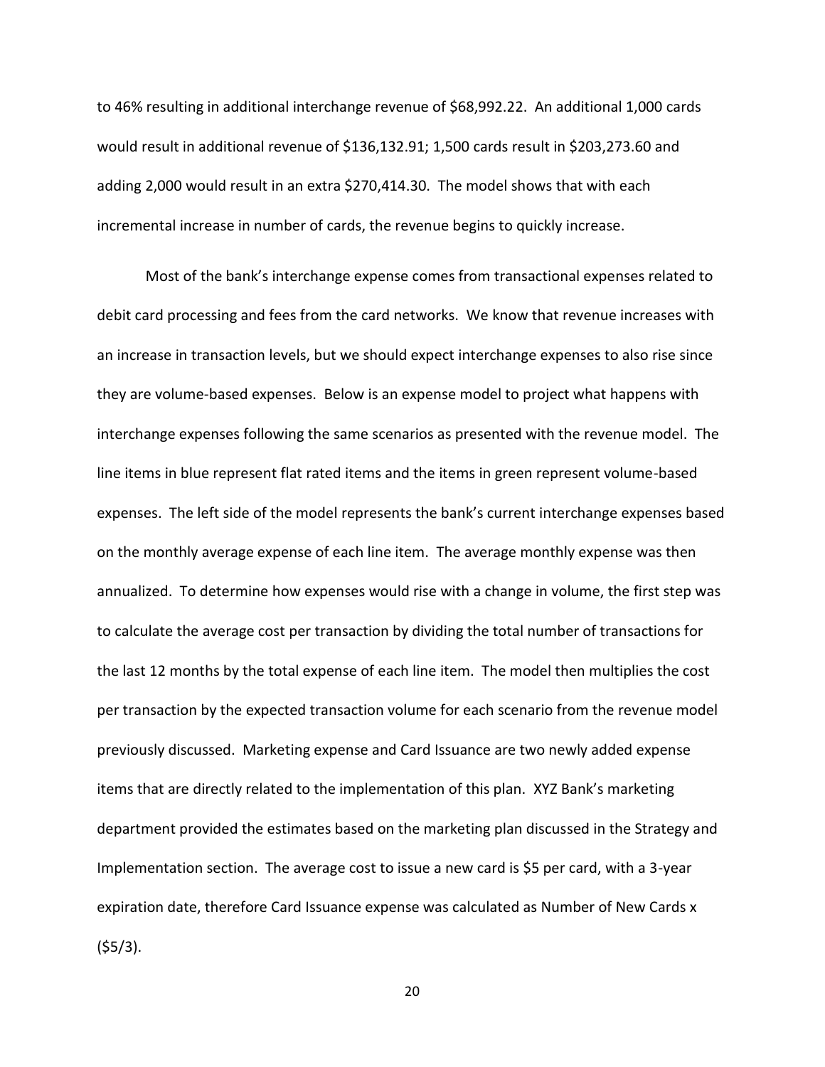to 46% resulting in additional interchange revenue of $68,992.22. An additional 1,000 cards would result in additional revenue of $136,132.91; 1,500 cards result in $203,273.60 and adding 2,000 would result in an extra $270,414.30. The model shows that with each incremental increase in number of cards, the revenue begins to quickly increase.

Most of the bank's interchange expense comes from transactional expenses related to debit card processing and fees from the card networks. We know that revenue increases with an increase in transaction levels, but we should expect interchange expenses to also rise since they are volume-based expenses. Below is an expense model to project what happens with interchange expenses following the same scenarios as presented with the revenue model. The line items in blue represent flat rated items and the items in green represent volume-based expenses. The left side of the model represents the bank's current interchange expenses based on the monthly average expense of each line item. The average monthly expense was then annualized. To determine how expenses would rise with a change in volume, the first step was to calculate the average cost per transaction by dividing the total number of transactions for the last 12 months by the total expense of each line item. The model then multiplies the cost per transaction by the expected transaction volume for each scenario from the revenue model previously discussed. Marketing expense and Card Issuance are two newly added expense items that are directly related to the implementation of this plan. XYZ Bank's marketing department provided the estimates based on the marketing plan discussed in the Strategy and Implementation section. The average cost to issue a new card is $5 per card, with a 3-year expiration date, therefore Card Issuance expense was calculated as Number of New Cards x ($5/3).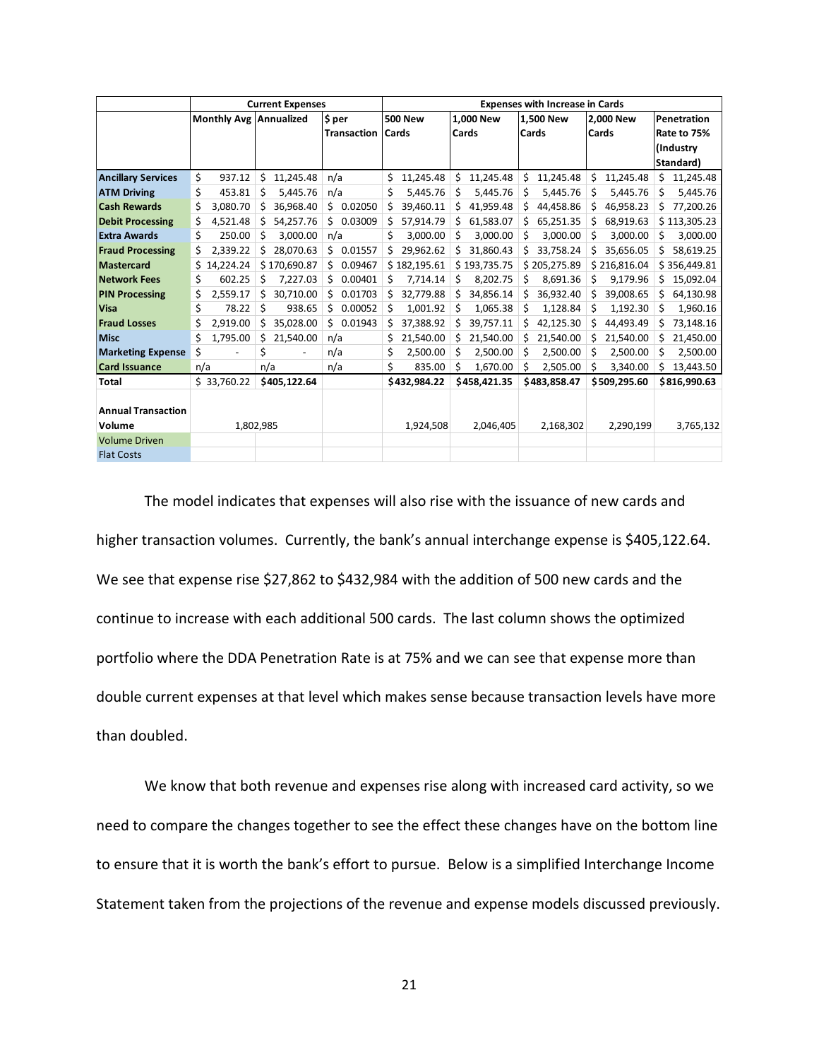| | Current Expenses | | | Expenses with Increase in Cards | | | | |
|---|---|---|---|---|---|---|---|---|
| | Monthly Avg | Annualized | $ per Transaction | 500 New Cards | 1,000 New Cards | 1,500 New Cards | 2,000 New Cards | Penetration Rate to 75% (Industry Standard) |
| **Ancillary Services** | $ 937.12 | $ 11,245.48 | n/a | $ 11,245.48 | $ 11,245.48 | $ 11,245.48 | $ 11,245.48 | $ 11,245.48 |
| **ATM Driving** | $ 453.81 | $ 5,445.76 | n/a | $ 5,445.76 | $ 5,445.76 | $ 5,445.76 | $ 5,445.76 | $ 5,445.76 |
| **Cash Rewards** | $ 3,080.70 | $ 36,968.40 | $ 0.02050 | $ 39,460.11 | $ 41,959.48 | $ 44,458.86 | $ 46,958.23 | $ 77,200.26 |
| **Debit Processing** | $ 4,521.48 | $ 54,257.76 | $ 0.03009 | $ 57,914.79 | $ 61,583.07 | $ 65,251.35 | $ 68,919.63 | $ 113,305.23 |
| **Extra Awards** | $ 250.00 | $ 3,000.00 | n/a | $ 3,000.00 | $ 3,000.00 | $ 3,000.00 | $ 3,000.00 | $ 3,000.00 |
| **Fraud Processing** | $ 2,339.22 | $ 28,070.63 | $ 0.01557 | $ 29,962.62 | $ 31,860.43 | $ 33,758.24 | $ 35,656.05 | $ 58,619.25 |
| **Mastercard** | $ 14,224.24 | $ 170,690.87 | $ 0.09467 | $ 182,195.61 | $ 193,735.75 | $ 205,275.89 | $ 216,816.04 | $ 356,449.81 |
| **Network Fees** | $ 602.25 | $ 7,227.03 | $ 0.00401 | $ 7,714.14 | $ 8,202.75 | $ 8,691.36 | $ 9,179.96 | $ 15,092.04 |
| **PIN Processing** | $ 2,559.17 | $ 30,710.00 | $ 0.01703 | $ 32,779.88 | $ 34,856.14 | $ 36,932.40 | $ 39,008.65 | $ 64,130.98 |
| **Visa** | $ 78.22 | $ 938.65 | $ 0.00052 | $ 1,001.92 | $ 1,065.38 | $ 1,128.84 | $ 1,192.30 | $ 1,960.16 |
| **Fraud Losses** | $ 2,919.00 | $ 35,028.00 | $ 0.01943 | $ 37,388.92 | $ 39,757.11 | $ 42,125.30 | $ 44,493.49 | $ 73,148.16 |
| **Misc** | $ 1,795.00 | $ 21,540.00 | n/a | $ 21,540.00 | $ 21,540.00 | $ 21,540.00 | $ 21,540.00 | $ 21,450.00 |
| **Marketing Expense** | $ - | $ - | n/a | $ 2,500.00 | $ 2,500.00 | $ 2,500.00 | $ 2,500.00 | $ 2,500.00 |
| **Card Issuance** | n/a | n/a | n/a | $ 835.00 | $ 1,670.00 | $ 2,505.00 | $ 3,340.00 | $ 13,443.50 |
| **Total** | $ 33,760.22 | **$405,122.64** | | **$432,984.22** | **$458,421.35** | **$483,858.47** | **$509,295.60** | **$816,990.63** |
| **Annual Transaction Volume** | 1,802,985 | | | 1,924,508 | 2,046,405 | 2,168,302 | 2,290,199 | 3,765,132 |
| Volume Driven | | | | | | | | |
| Flat Costs | | | | | | | | |

The model indicates that expenses will also rise with the issuance of new cards and higher transaction volumes. Currently, the bank's annual interchange expense is $405,122.64. We see that expense rise $27,862 to $432,984 with the addition of 500 new cards and the continue to increase with each additional 500 cards. The last column shows the optimized portfolio where the DDA Penetration Rate is at 75% and we can see that expense more than double current expenses at that level which makes sense because transaction levels have more than doubled.

We know that both revenue and expenses rise along with increased card activity, so we need to compare the changes together to see the effect these changes have on the bottom line to ensure that it is worth the bank's effort to pursue. Below is a simplified Interchange Income Statement taken from the projections of the revenue and expense models discussed previously.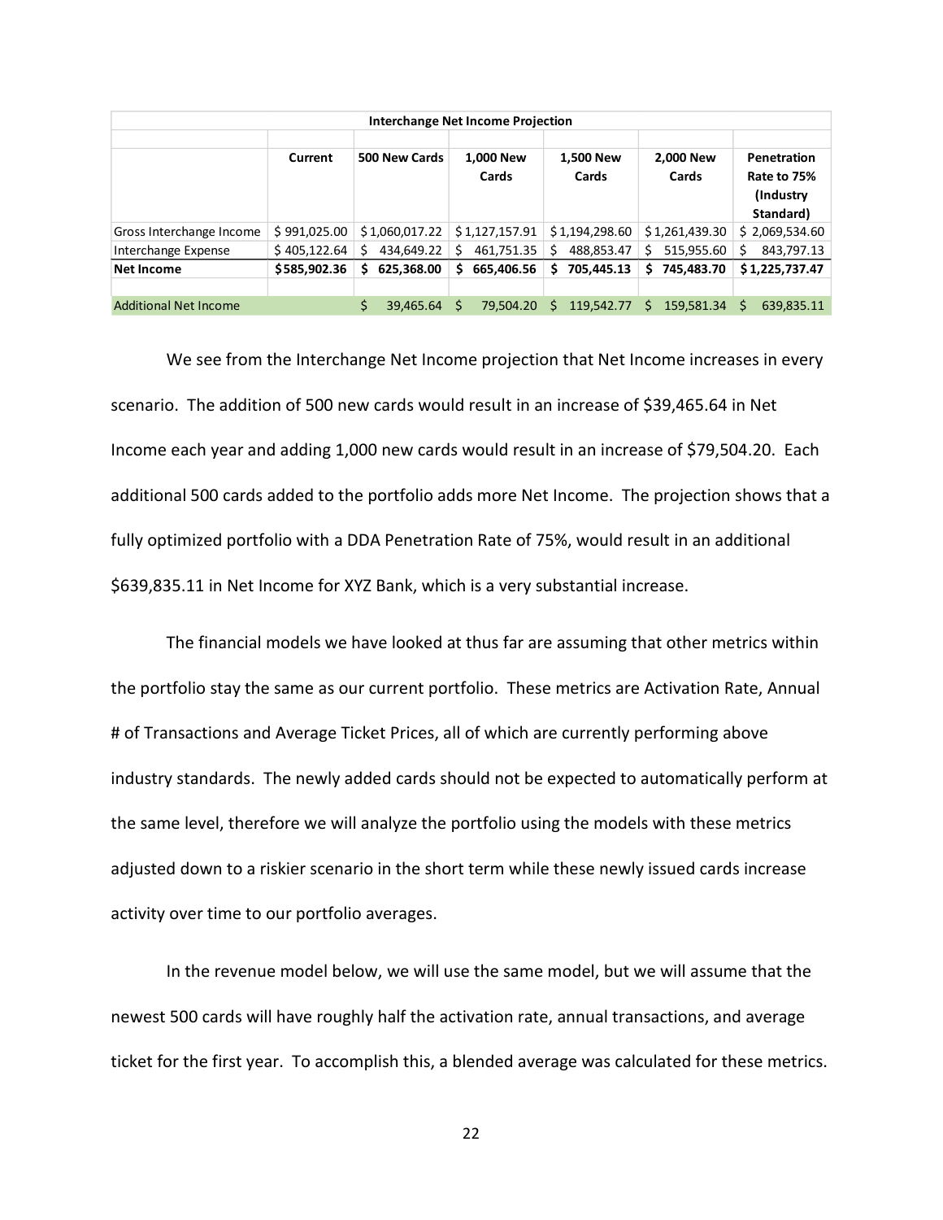| Interchange Net Income Projection | | | | | | |
|---|---|---|---|---|---|---|
| | Current | 500 New Cards | 1,000 New Cards | 1,500 New Cards | 2,000 New Cards | Penetration Rate to 75% (Industry Standard) |
| Gross Interchange Income | $ 991,025.00 | $ 1,060,017.22 | $ 1,127,157.91 | $ 1,194,298.60 | $ 1,261,439.30 | $ 2,069,534.60 |
| Interchange Expense | $ 405,122.64 | $ 434,649.22 | $ 461,751.35 | $ 488,853.47 | $ 515,955.60 | $ 843,797.13 |
| **Net Income** | **$ 585,902.36** | **$ 625,368.00** | **$ 665,406.56** | **$ 705,445.13** | **$ 745,483.70** | **$ 1,225,737.47** |
| | | | | | | |
| Additional Net Income | | $ 39,465.64 | $ 79,504.20 | $ 119,542.77 | $ 159,581.34 | $ 639,835.11 |

We see from the Interchange Net Income projection that Net Income increases in every scenario. The addition of 500 new cards would result in an increase of $39,465.64 in Net Income each year and adding 1,000 new cards would result in an increase of $79,504.20. Each additional 500 cards added to the portfolio adds more Net Income. The projection shows that a fully optimized portfolio with a DDA Penetration Rate of 75%, would result in an additional $639,835.11 in Net Income for XYZ Bank, which is a very substantial increase.

The financial models we have looked at thus far are assuming that other metrics within the portfolio stay the same as our current portfolio. These metrics are Activation Rate, Annual # of Transactions and Average Ticket Prices, all of which are currently performing above industry standards. The newly added cards should not be expected to automatically perform at the same level, therefore we will analyze the portfolio using the models with these metrics adjusted down to a riskier scenario in the short term while these newly issued cards increase activity over time to our portfolio averages.

In the revenue model below, we will use the same model, but we will assume that the newest 500 cards will have roughly half the activation rate, annual transactions, and average ticket for the first year. To accomplish this, a blended average was calculated for these metrics.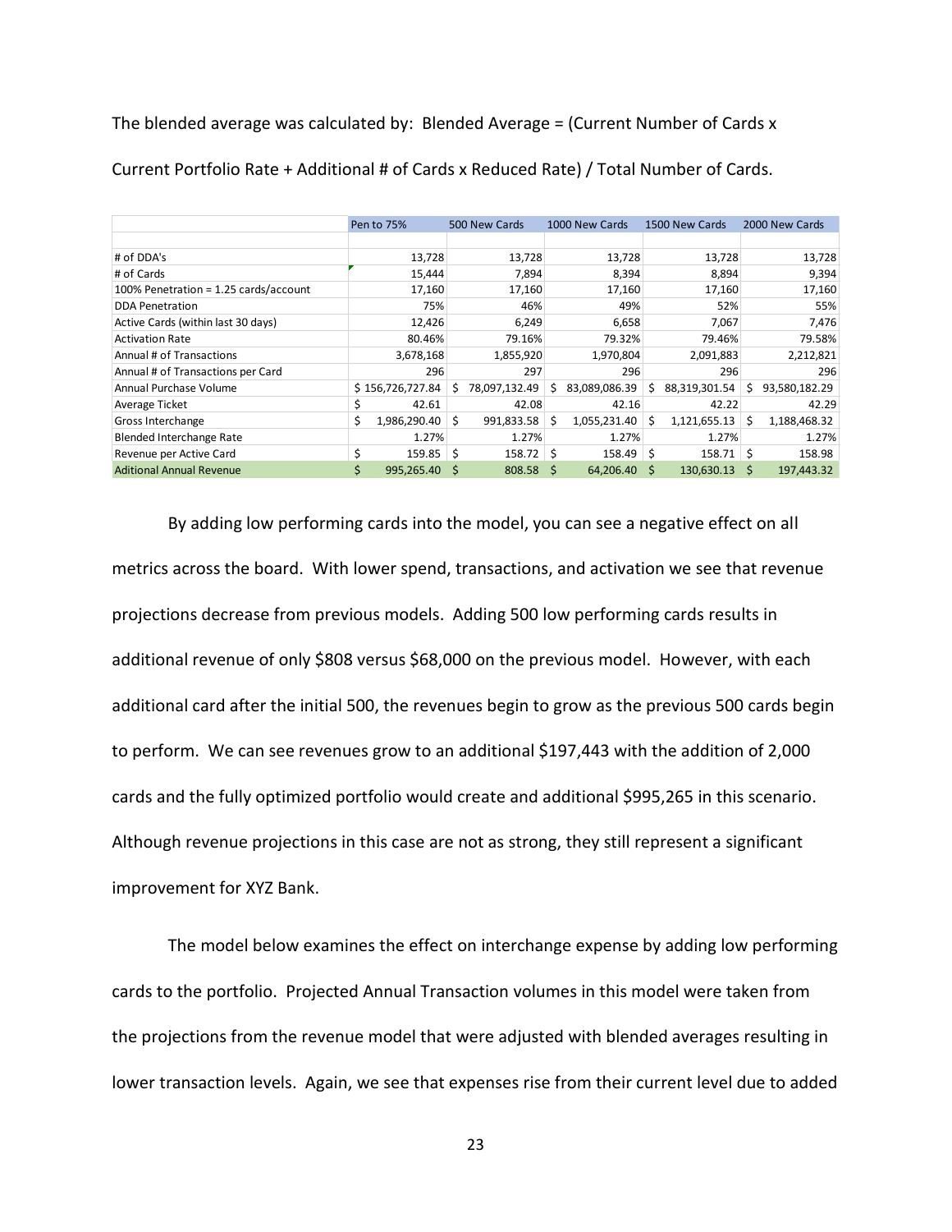The blended average was calculated by: Blended Average = (Current Number of Cards x Current Portfolio Rate + Additional # of Cards x Reduced Rate) / Total Number of Cards.

| | Pen to 75% | 500 New Cards | 1000 New Cards | 1500 New Cards | 2000 New Cards |
|---|---|---|---|---|---|
| # of DDA's | 13,728 | 13,728 | 13,728 | 13,728 | 13,728 |
| # of Cards | 15,444 | 7,894 | 8,394 | 8,894 | 9,394 |
| 100% Penetration = 1.25 cards/account | 17,160 | 17,160 | 17,160 | 17,160 | 17,160 |
| DDA Penetration | 75% | 46% | 49% | 52% | 55% |
| Active Cards (within last 30 days) | 12,426 | 6,249 | 6,658 | 7,067 | 7,476 |
| Activation Rate | 80.46% | 79.16% | 79.32% | 79.46% | 79.58% |
| Annual # of Transactions | 3,678,168 | 1,855,920 | 1,970,804 | 2,091,883 | 2,212,821 |
| Annual # of Transactions per Card | 296 | 297 | 296 | 296 | 296 |
| Annual Purchase Volume | $ 156,726,727.84 | $ 78,097,132.49 | $ 83,089,086.39 | $ 88,319,301.54 | $ 93,580,182.29 |
| Average Ticket | $ 42.61 | 42.08 | 42.16 | 42.22 | 42.29 |
| Gross Interchange | $ 1,986,290.40 | $ 991,833.58 | $ 1,055,231.40 | $ 1,121,655.13 | $ 1,188,468.32 |
| Blended Interchange Rate | 1.27% | 1.27% | 1.27% | 1.27% | 1.27% |
| Revenue per Active Card | $ 159.85 | $ 158.72 | $ 158.49 | $ 158.71 | $ 158.98 |
| Aditional Annual Revenue | $ 995,265.40 | $ 808.58 | $ 64,206.40 | $ 130,630.13 | $ 197,443.32 |

By adding low performing cards into the model, you can see a negative effect on all metrics across the board. With lower spend, transactions, and activation we see that revenue projections decrease from previous models. Adding 500 low performing cards results in additional revenue of only $808 versus $68,000 on the previous model. However, with each additional card after the initial 500, the revenues begin to grow as the previous 500 cards begin to perform. We can see revenues grow to an additional $197,443 with the addition of 2,000 cards and the fully optimized portfolio would create and additional $995,265 in this scenario. Although revenue projections in this case are not as strong, they still represent a significant improvement for XYZ Bank.

The model below examines the effect on interchange expense by adding low performing cards to the portfolio. Projected Annual Transaction volumes in this model were taken from the projections from the revenue model that were adjusted with blended averages resulting in lower transaction levels. Again, we see that expenses rise from their current level due to added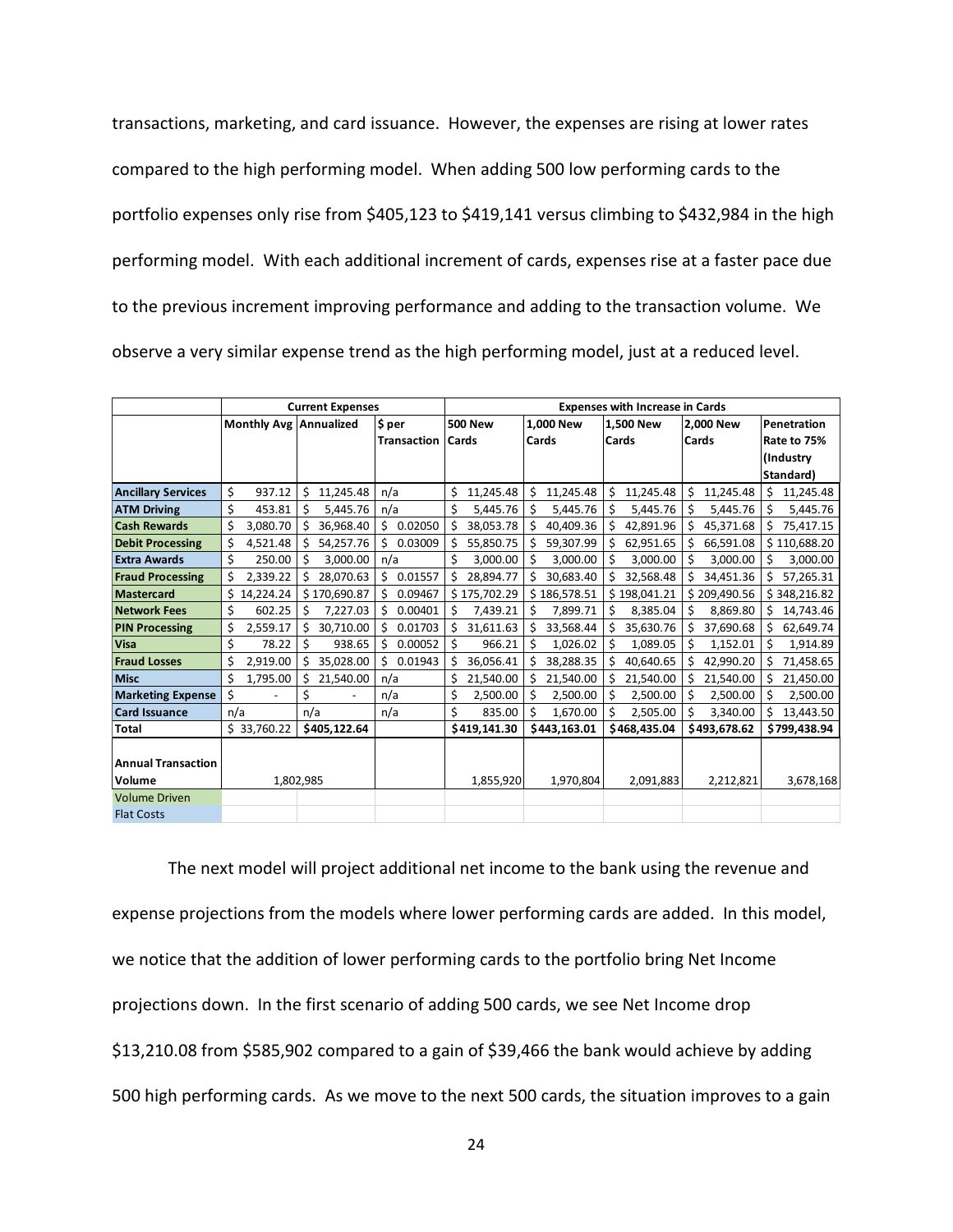transactions, marketing, and card issuance. However, the expenses are rising at lower rates compared to the high performing model. When adding 500 low performing cards to the portfolio expenses only rise from $405,123 to $419,141 versus climbing to $432,984 in the high performing model. With each additional increment of cards, expenses rise at a faster pace due to the previous increment improving performance and adding to the transaction volume. We observe a very similar expense trend as the high performing model, just at a reduced level.

| | **Current Expenses** | | | **Expenses with Increase in Cards** | | | | |
|---|---|---|---|---|---|---|---|---|
| | **Monthly Avg** | **Annualized** | **$ per Transaction** | **500 New Cards** | **1,000 New Cards** | **1,500 New Cards** | **2,000 New Cards** | **Penetration Rate to 75% (Industry Standard)** |
| **Ancillary Services** | $ 937.12 | $ 11,245.48 | n/a | $ 11,245.48 | $ 11,245.48 | $ 11,245.48 | $ 11,245.48 | $ 11,245.48 |
| **ATM Driving** | $ 453.81 | $ 5,445.76 | n/a | $ 5,445.76 | $ 5,445.76 | $ 5,445.76 | $ 5,445.76 | $ 5,445.76 |
| **Cash Rewards** | $ 3,080.70 | $ 36,968.40 | $ 0.02050 | $ 38,053.78 | $ 40,409.36 | $ 42,891.96 | $ 45,371.68 | $ 75,417.15 |
| **Debit Processing** | $ 4,521.48 | $ 54,257.76 | $ 0.03009 | $ 55,850.75 | $ 59,307.99 | $ 62,951.65 | $ 66,591.08 | $ 110,688.20 |
| **Extra Awards** | $ 250.00 | $ 3,000.00 | n/a | $ 3,000.00 | $ 3,000.00 | $ 3,000.00 | $ 3,000.00 | $ 3,000.00 |
| **Fraud Processing** | $ 2,339.22 | $ 28,070.63 | $ 0.01557 | $ 28,894.77 | $ 30,683.40 | $ 32,568.48 | $ 34,451.36 | $ 57,265.31 |
| **Mastercard** | $ 14,224.24 | $ 170,690.87 | $ 0.09467 | $ 175,702.29 | $ 186,578.51 | $ 198,041.21 | $ 209,490.56 | $ 348,216.82 |
| **Network Fees** | $ 602.25 | $ 7,227.03 | $ 0.00401 | $ 7,439.21 | $ 7,899.71 | $ 8,385.04 | $ 8,869.80 | $ 14,743.46 |
| **PIN Processing** | $ 2,559.17 | $ 30,710.00 | $ 0.01703 | $ 31,611.63 | $ 33,568.44 | $ 35,630.76 | $ 37,690.68 | $ 62,649.74 |
| **Visa** | $ 78.22 | $ 938.65 | $ 0.00052 | $ 966.21 | $ 1,026.02 | $ 1,089.05 | $ 1,152.01 | $ 1,914.89 |
| **Fraud Losses** | $ 2,919.00 | $ 35,028.00 | $ 0.01943 | $ 36,056.41 | $ 38,288.35 | $ 40,640.65 | $ 42,990.20 | $ 71,458.65 |
| **Misc** | $ 1,795.00 | $ 21,540.00 | n/a | $ 21,540.00 | $ 21,540.00 | $ 21,540.00 | $ 21,540.00 | $ 21,450.00 |
| **Marketing Expense** | $ - | $ - | n/a | $ 2,500.00 | $ 2,500.00 | $ 2,500.00 | $ 2,500.00 | $ 2,500.00 |
| **Card Issuance** | n/a | n/a | n/a | $ 835.00 | $ 1,670.00 | $ 2,505.00 | $ 3,340.00 | $ 13,443.50 |
| **Total** | $ 33,760.22 | **$405,122.64** | | **$419,141.30** | **$443,163.01** | **$468,435.04** | **$493,678.62** | **$799,438.94** |
| **Annual Transaction Volume** | 1,802,985 | | | 1,855,920 | 1,970,804 | 2,091,883 | 2,212,821 | 3,678,168 |
| Volume Driven | | | | | | | | |
| Flat Costs | | | | | | | | |

The next model will project additional net income to the bank using the revenue and expense projections from the models where lower performing cards are added. In this model, we notice that the addition of lower performing cards to the portfolio bring Net Income projections down. In the first scenario of adding 500 cards, we see Net Income drop $13,210.08 from $585,902 compared to a gain of $39,466 the bank would achieve by adding 500 high performing cards. As we move to the next 500 cards, the situation improves to a gain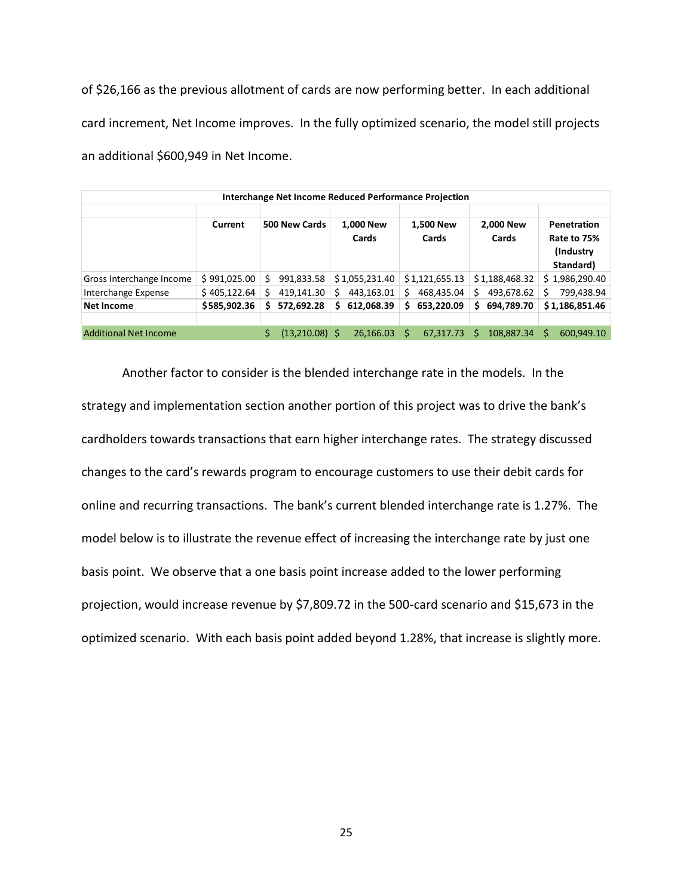of $26,166 as the previous allotment of cards are now performing better. In each additional card increment, Net Income improves. In the fully optimized scenario, the model still projects an additional $600,949 in Net Income.

| Interchange Net Income Reduced Performance Projection | | | | | | |
|---|---|---|---|---|---|---|
| | Current | 500 New Cards | 1,000 New Cards | 1,500 New Cards | 2,000 New Cards | Penetration Rate to 75% (Industry Standard) |
| Gross Interchange Income | $ 991,025.00 | $ 991,833.58 | $ 1,055,231.40 | $ 1,121,655.13 | $ 1,188,468.32 | $ 1,986,290.40 |
| Interchange Expense | $ 405,122.64 | $ 419,141.30 | $ 443,163.01 | $ 468,435.04 | $ 493,678.62 | $ 799,438.94 |
| **Net Income** | **$585,902.36** | **$ 572,692.28** | **$ 612,068.39** | **$ 653,220.09** | **$ 694,789.70** | **$ 1,186,851.46** |
| | | | | | | |
| Additional Net Income | | $ (13,210.08) | $ 26,166.03 | $ 67,317.73 | $ 108,887.34 | $ 600,949.10 |

Another factor to consider is the blended interchange rate in the models. In the strategy and implementation section another portion of this project was to drive the bank's cardholders towards transactions that earn higher interchange rates. The strategy discussed changes to the card's rewards program to encourage customers to use their debit cards for online and recurring transactions. The bank's current blended interchange rate is 1.27%. The model below is to illustrate the revenue effect of increasing the interchange rate by just one basis point. We observe that a one basis point increase added to the lower performing projection, would increase revenue by $7,809.72 in the 500-card scenario and $15,673 in the optimized scenario. With each basis point added beyond 1.28%, that increase is slightly more.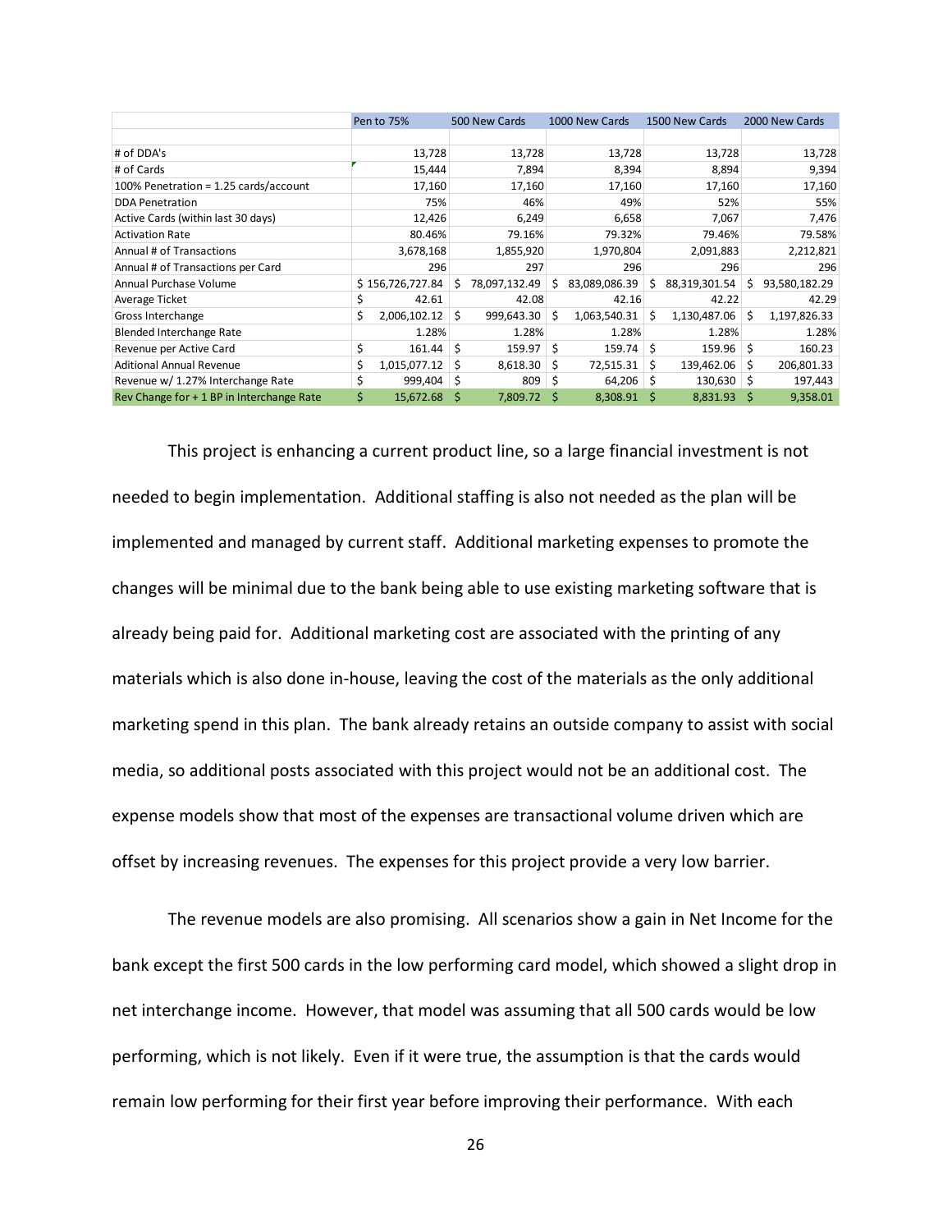| | Pen to 75% | 500 New Cards | 1000 New Cards | 1500 New Cards | 2000 New Cards |
|---|---|---|---|---|---|
| | | | | | |
| # of DDA's | 13,728 | 13,728 | 13,728 | 13,728 | 13,728 |
| # of Cards | 15,444 | 7,894 | 8,394 | 8,894 | 9,394 |
| 100% Penetration = 1.25 cards/account | 17,160 | 17,160 | 17,160 | 17,160 | 17,160 |
| DDA Penetration | 75% | 46% | 49% | 52% | 55% |
| Active Cards (within last 30 days) | 12,426 | 6,249 | 6,658 | 7,067 | 7,476 |
| Activation Rate | 80.46% | 79.16% | 79.32% | 79.46% | 79.58% |
| Annual # of Transactions | 3,678,168 | 1,855,920 | 1,970,804 | 2,091,883 | 2,212,821 |
| Annual # of Transactions per Card | 296 | 297 | 296 | 296 | 296 |
| Annual Purchase Volume | $ 156,726,727.84 | $ 78,097,132.49 | $ 83,089,086.39 | $ 88,319,301.54 | $ 93,580,182.29 |
| Average Ticket | $ 42.61 | 42.08 | 42.16 | 42.22 | 42.29 |
| Gross Interchange | $ 2,006,102.12 | $ 999,643.30 | $ 1,063,540.31 | $ 1,130,487.06 | $ 1,197,826.33 |
| Blended Interchange Rate | 1.28% | 1.28% | 1.28% | 1.28% | 1.28% |
| Revenue per Active Card | $ 161.44 | $ 159.97 | $ 159.74 | $ 159.96 | $ 160.23 |
| Aditional Annual Revenue | $ 1,015,077.12 | $ 8,618.30 | $ 72,515.31 | $ 139,462.06 | $ 206,801.33 |
| Revenue w/ 1.27% Interchange Rate | $ 999,404 | $ 809 | $ 64,206 | $ 130,630 | $ 197,443 |
| Rev Change for + 1 BP in Interchange Rate | $ 15,672.68 | $ 7,809.72 | $ 8,308.91 | $ 8,831.93 | $ 9,358.01 |

This project is enhancing a current product line, so a large financial investment is not needed to begin implementation. Additional staffing is also not needed as the plan will be implemented and managed by current staff. Additional marketing expenses to promote the changes will be minimal due to the bank being able to use existing marketing software that is already being paid for. Additional marketing cost are associated with the printing of any materials which is also done in-house, leaving the cost of the materials as the only additional marketing spend in this plan. The bank already retains an outside company to assist with social media, so additional posts associated with this project would not be an additional cost. The expense models show that most of the expenses are transactional volume driven which are offset by increasing revenues. The expenses for this project provide a very low barrier.

The revenue models are also promising. All scenarios show a gain in Net Income for the bank except the first 500 cards in the low performing card model, which showed a slight drop in net interchange income. However, that model was assuming that all 500 cards would be low performing, which is not likely. Even if it were true, the assumption is that the cards would remain low performing for their first year before improving their performance. With each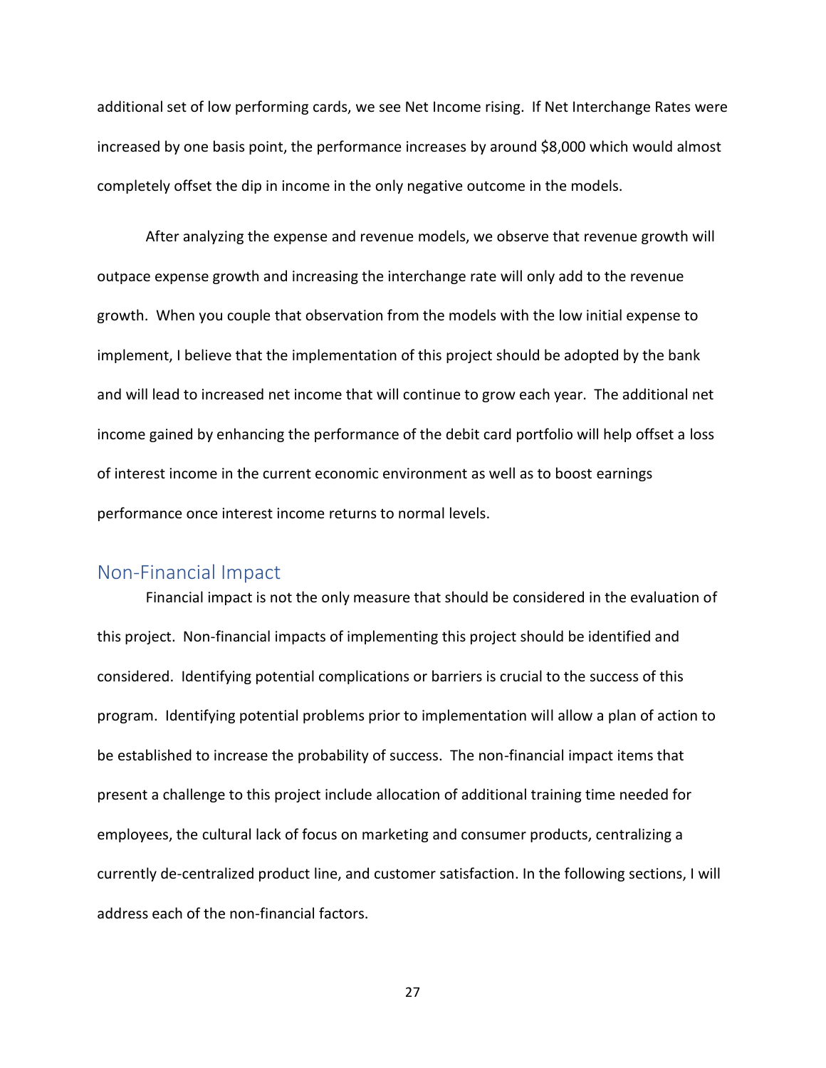additional set of low performing cards, we see Net Income rising. If Net Interchange Rates were increased by one basis point, the performance increases by around $8,000 which would almost completely offset the dip in income in the only negative outcome in the models.

After analyzing the expense and revenue models, we observe that revenue growth will outpace expense growth and increasing the interchange rate will only add to the revenue growth. When you couple that observation from the models with the low initial expense to implement, I believe that the implementation of this project should be adopted by the bank and will lead to increased net income that will continue to grow each year. The additional net income gained by enhancing the performance of the debit card portfolio will help offset a loss of interest income in the current economic environment as well as to boost earnings performance once interest income returns to normal levels.

## Non-Financial Impact

Financial impact is not the only measure that should be considered in the evaluation of this project. Non-financial impacts of implementing this project should be identified and considered. Identifying potential complications or barriers is crucial to the success of this program. Identifying potential problems prior to implementation will allow a plan of action to be established to increase the probability of success. The non-financial impact items that present a challenge to this project include allocation of additional training time needed for employees, the cultural lack of focus on marketing and consumer products, centralizing a currently de-centralized product line, and customer satisfaction. In the following sections, I will address each of the non-financial factors.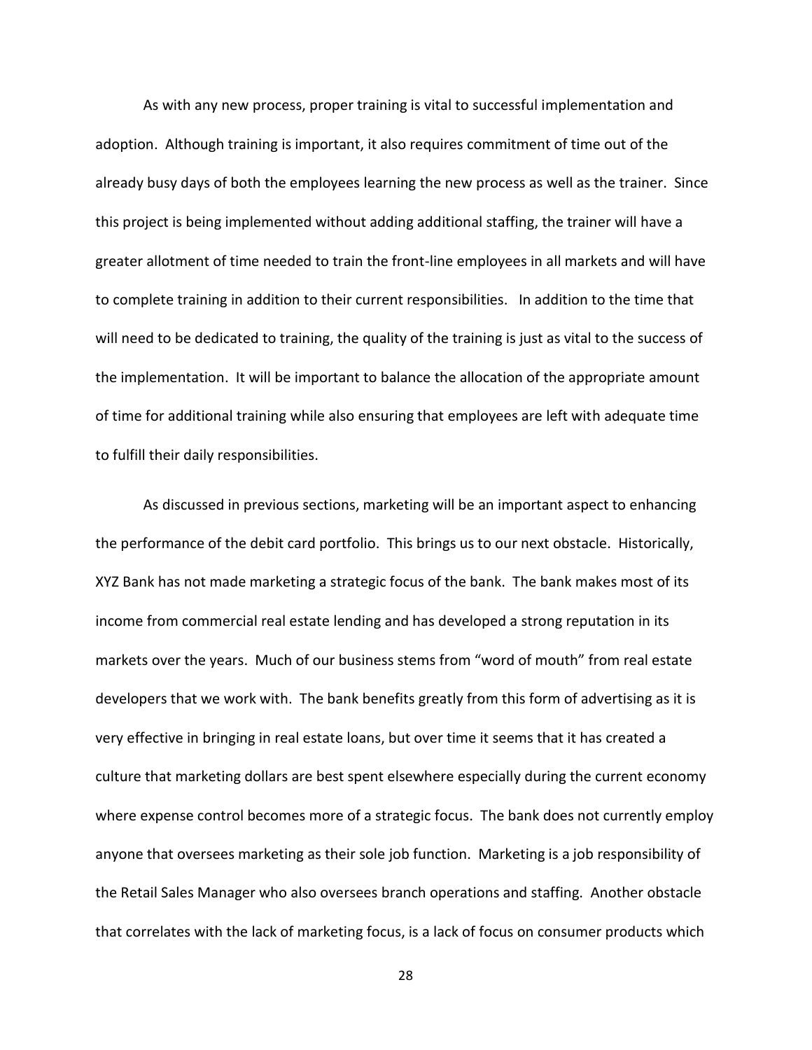As with any new process, proper training is vital to successful implementation and adoption. Although training is important, it also requires commitment of time out of the already busy days of both the employees learning the new process as well as the trainer. Since this project is being implemented without adding additional staffing, the trainer will have a greater allotment of time needed to train the front-line employees in all markets and will have to complete training in addition to their current responsibilities. In addition to the time that will need to be dedicated to training, the quality of the training is just as vital to the success of the implementation. It will be important to balance the allocation of the appropriate amount of time for additional training while also ensuring that employees are left with adequate time to fulfill their daily responsibilities.

As discussed in previous sections, marketing will be an important aspect to enhancing the performance of the debit card portfolio. This brings us to our next obstacle. Historically, XYZ Bank has not made marketing a strategic focus of the bank. The bank makes most of its income from commercial real estate lending and has developed a strong reputation in its markets over the years. Much of our business stems from "word of mouth" from real estate developers that we work with. The bank benefits greatly from this form of advertising as it is very effective in bringing in real estate loans, but over time it seems that it has created a culture that marketing dollars are best spent elsewhere especially during the current economy where expense control becomes more of a strategic focus. The bank does not currently employ anyone that oversees marketing as their sole job function. Marketing is a job responsibility of the Retail Sales Manager who also oversees branch operations and staffing. Another obstacle that correlates with the lack of marketing focus, is a lack of focus on consumer products which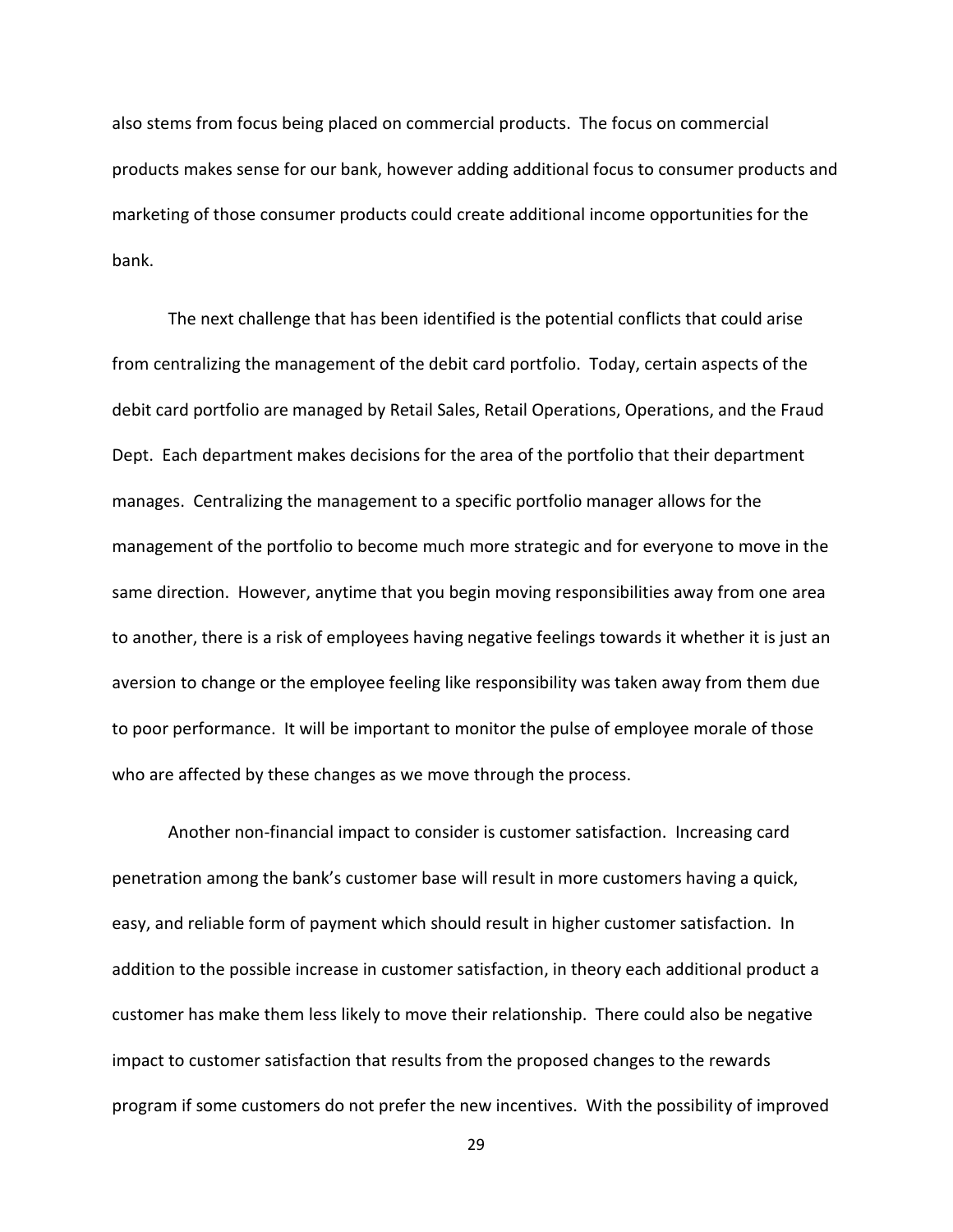also stems from focus being placed on commercial products. The focus on commercial products makes sense for our bank, however adding additional focus to consumer products and marketing of those consumer products could create additional income opportunities for the bank.

The next challenge that has been identified is the potential conflicts that could arise from centralizing the management of the debit card portfolio. Today, certain aspects of the debit card portfolio are managed by Retail Sales, Retail Operations, Operations, and the Fraud Dept. Each department makes decisions for the area of the portfolio that their department manages. Centralizing the management to a specific portfolio manager allows for the management of the portfolio to become much more strategic and for everyone to move in the same direction. However, anytime that you begin moving responsibilities away from one area to another, there is a risk of employees having negative feelings towards it whether it is just an aversion to change or the employee feeling like responsibility was taken away from them due to poor performance. It will be important to monitor the pulse of employee morale of those who are affected by these changes as we move through the process.

Another non-financial impact to consider is customer satisfaction. Increasing card penetration among the bank's customer base will result in more customers having a quick, easy, and reliable form of payment which should result in higher customer satisfaction. In addition to the possible increase in customer satisfaction, in theory each additional product a customer has make them less likely to move their relationship. There could also be negative impact to customer satisfaction that results from the proposed changes to the rewards program if some customers do not prefer the new incentives. With the possibility of improved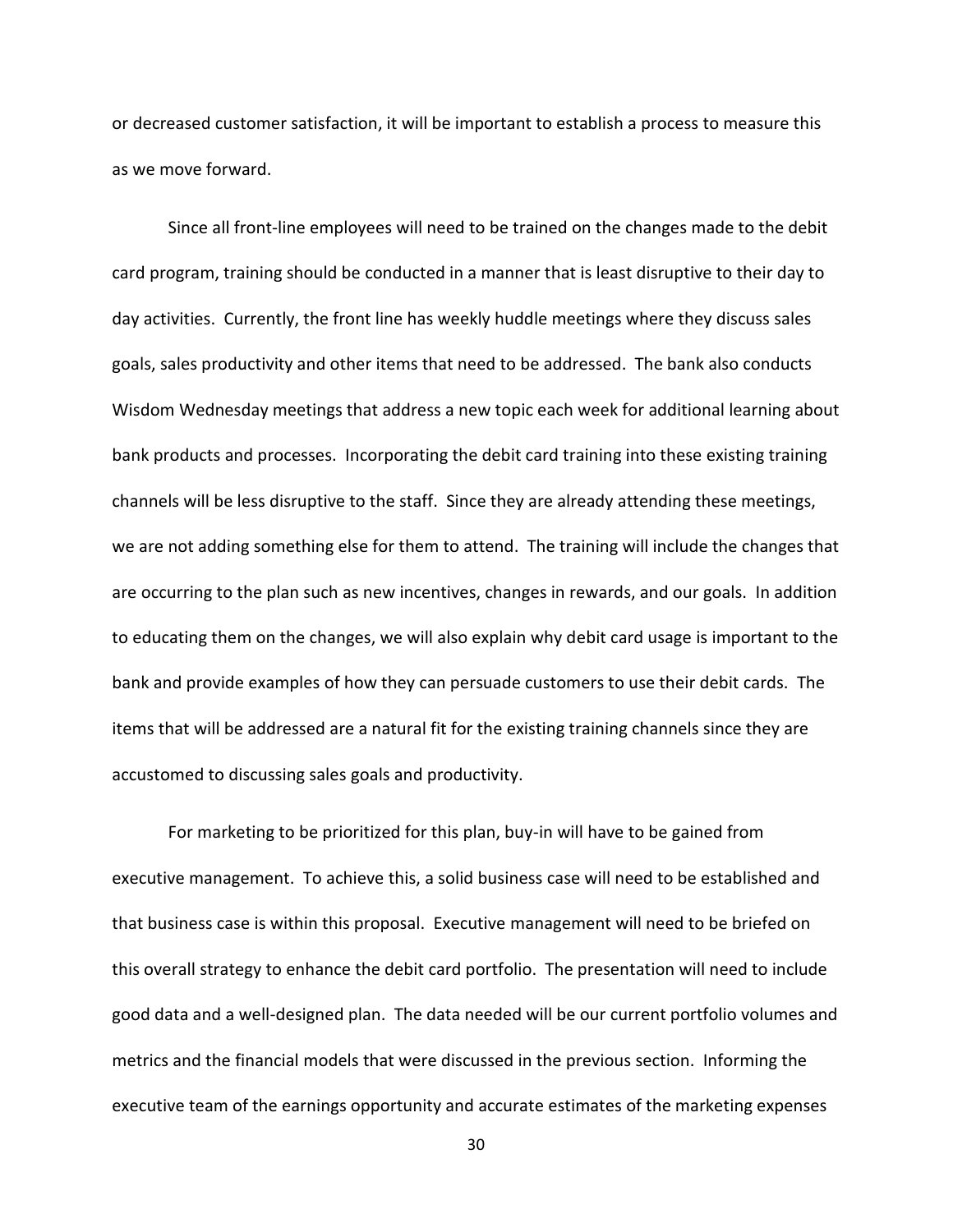or decreased customer satisfaction, it will be important to establish a process to measure this as we move forward.

Since all front-line employees will need to be trained on the changes made to the debit card program, training should be conducted in a manner that is least disruptive to their day to day activities. Currently, the front line has weekly huddle meetings where they discuss sales goals, sales productivity and other items that need to be addressed. The bank also conducts Wisdom Wednesday meetings that address a new topic each week for additional learning about bank products and processes. Incorporating the debit card training into these existing training channels will be less disruptive to the staff. Since they are already attending these meetings, we are not adding something else for them to attend. The training will include the changes that are occurring to the plan such as new incentives, changes in rewards, and our goals. In addition to educating them on the changes, we will also explain why debit card usage is important to the bank and provide examples of how they can persuade customers to use their debit cards. The items that will be addressed are a natural fit for the existing training channels since they are accustomed to discussing sales goals and productivity.

For marketing to be prioritized for this plan, buy-in will have to be gained from executive management. To achieve this, a solid business case will need to be established and that business case is within this proposal. Executive management will need to be briefed on this overall strategy to enhance the debit card portfolio. The presentation will need to include good data and a well-designed plan. The data needed will be our current portfolio volumes and metrics and the financial models that were discussed in the previous section. Informing the executive team of the earnings opportunity and accurate estimates of the marketing expenses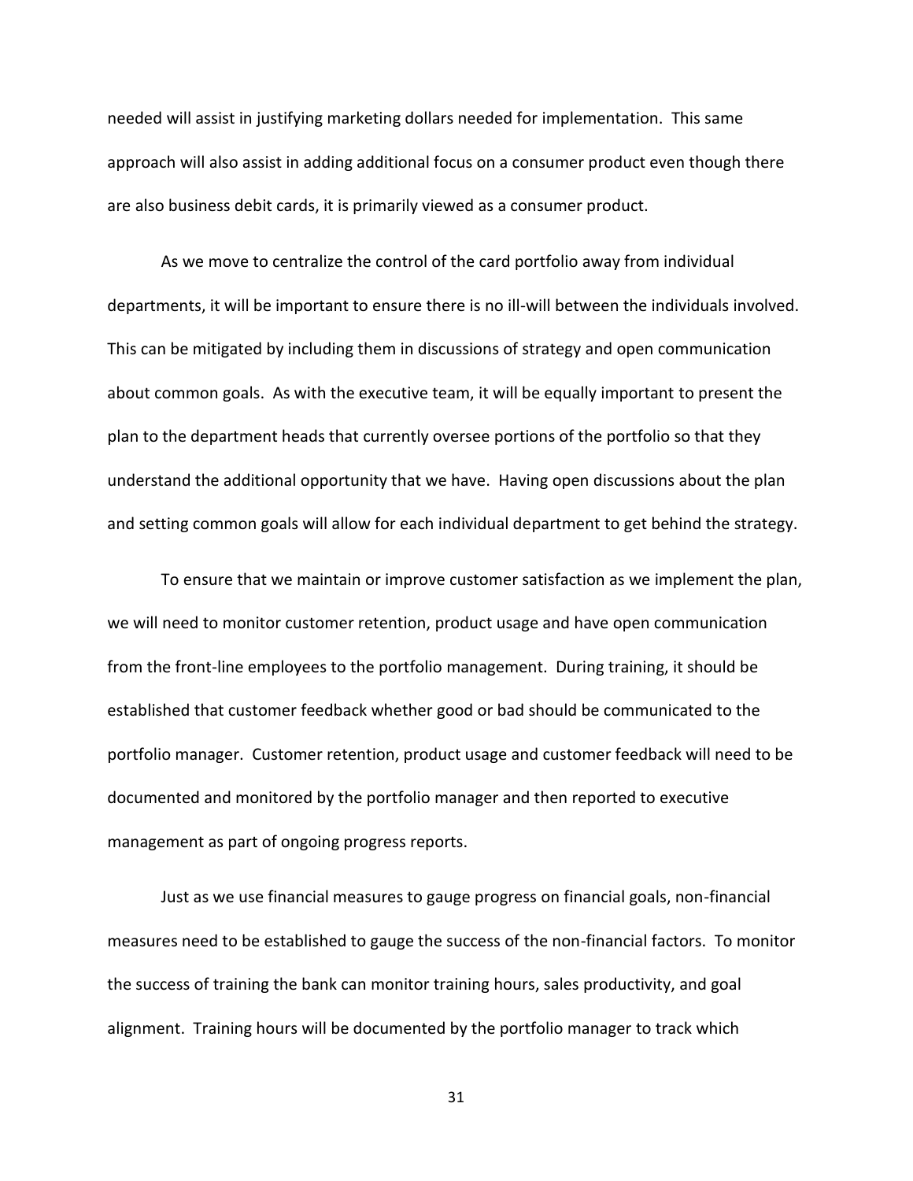needed will assist in justifying marketing dollars needed for implementation. This same approach will also assist in adding additional focus on a consumer product even though there are also business debit cards, it is primarily viewed as a consumer product.

As we move to centralize the control of the card portfolio away from individual departments, it will be important to ensure there is no ill-will between the individuals involved. This can be mitigated by including them in discussions of strategy and open communication about common goals. As with the executive team, it will be equally important to present the plan to the department heads that currently oversee portions of the portfolio so that they understand the additional opportunity that we have. Having open discussions about the plan and setting common goals will allow for each individual department to get behind the strategy.

To ensure that we maintain or improve customer satisfaction as we implement the plan, we will need to monitor customer retention, product usage and have open communication from the front-line employees to the portfolio management. During training, it should be established that customer feedback whether good or bad should be communicated to the portfolio manager. Customer retention, product usage and customer feedback will need to be documented and monitored by the portfolio manager and then reported to executive management as part of ongoing progress reports.

Just as we use financial measures to gauge progress on financial goals, non-financial measures need to be established to gauge the success of the non-financial factors. To monitor the success of training the bank can monitor training hours, sales productivity, and goal alignment. Training hours will be documented by the portfolio manager to track which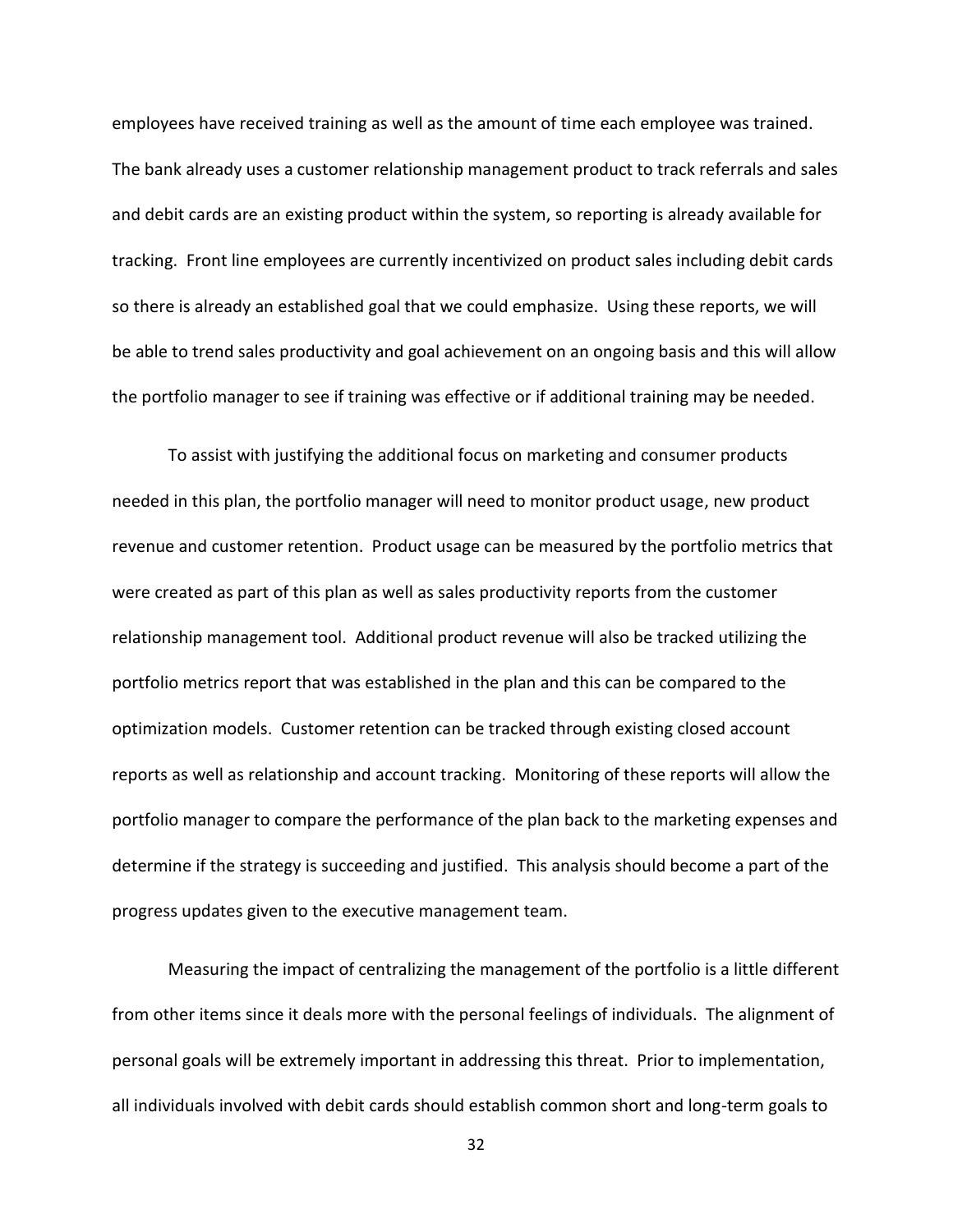employees have received training as well as the amount of time each employee was trained. The bank already uses a customer relationship management product to track referrals and sales and debit cards are an existing product within the system, so reporting is already available for tracking. Front line employees are currently incentivized on product sales including debit cards so there is already an established goal that we could emphasize. Using these reports, we will be able to trend sales productivity and goal achievement on an ongoing basis and this will allow the portfolio manager to see if training was effective or if additional training may be needed.

To assist with justifying the additional focus on marketing and consumer products needed in this plan, the portfolio manager will need to monitor product usage, new product revenue and customer retention. Product usage can be measured by the portfolio metrics that were created as part of this plan as well as sales productivity reports from the customer relationship management tool. Additional product revenue will also be tracked utilizing the portfolio metrics report that was established in the plan and this can be compared to the optimization models. Customer retention can be tracked through existing closed account reports as well as relationship and account tracking. Monitoring of these reports will allow the portfolio manager to compare the performance of the plan back to the marketing expenses and determine if the strategy is succeeding and justified. This analysis should become a part of the progress updates given to the executive management team.

Measuring the impact of centralizing the management of the portfolio is a little different from other items since it deals more with the personal feelings of individuals. The alignment of personal goals will be extremely important in addressing this threat. Prior to implementation, all individuals involved with debit cards should establish common short and long-term goals to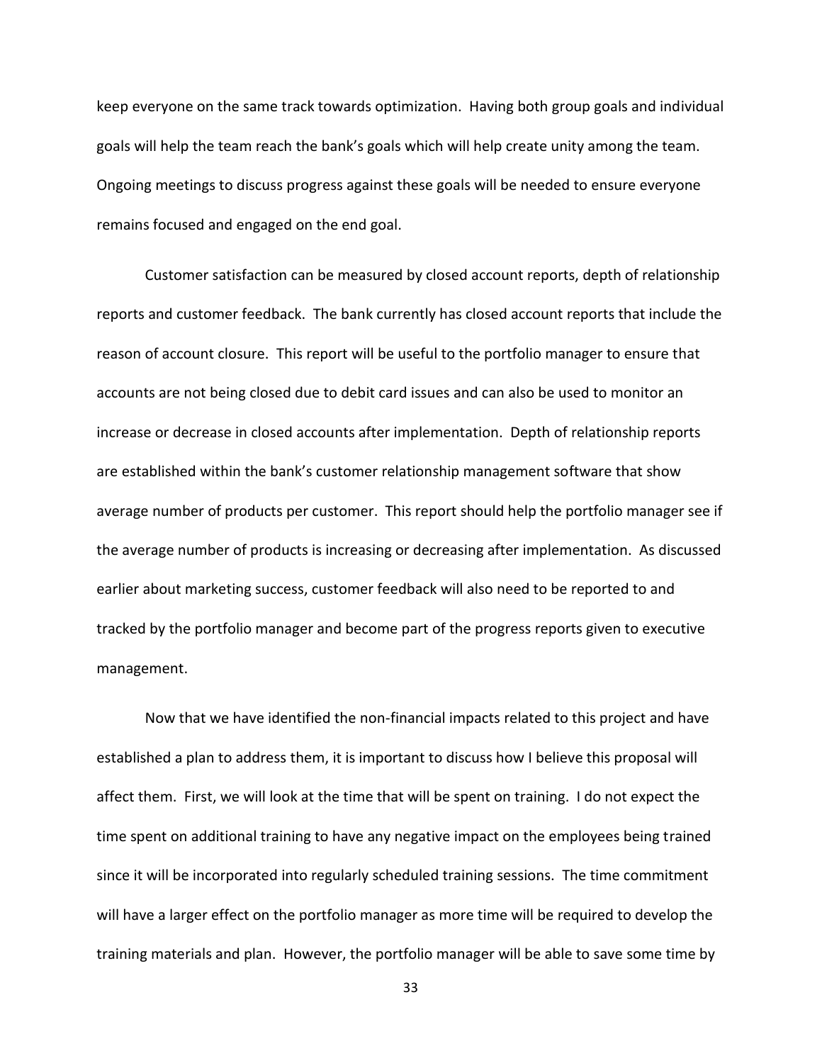keep everyone on the same track towards optimization. Having both group goals and individual goals will help the team reach the bank's goals which will help create unity among the team. Ongoing meetings to discuss progress against these goals will be needed to ensure everyone remains focused and engaged on the end goal.

Customer satisfaction can be measured by closed account reports, depth of relationship reports and customer feedback. The bank currently has closed account reports that include the reason of account closure. This report will be useful to the portfolio manager to ensure that accounts are not being closed due to debit card issues and can also be used to monitor an increase or decrease in closed accounts after implementation. Depth of relationship reports are established within the bank's customer relationship management software that show average number of products per customer. This report should help the portfolio manager see if the average number of products is increasing or decreasing after implementation. As discussed earlier about marketing success, customer feedback will also need to be reported to and tracked by the portfolio manager and become part of the progress reports given to executive management.

Now that we have identified the non-financial impacts related to this project and have established a plan to address them, it is important to discuss how I believe this proposal will affect them. First, we will look at the time that will be spent on training. I do not expect the time spent on additional training to have any negative impact on the employees being trained since it will be incorporated into regularly scheduled training sessions. The time commitment will have a larger effect on the portfolio manager as more time will be required to develop the training materials and plan. However, the portfolio manager will be able to save some time by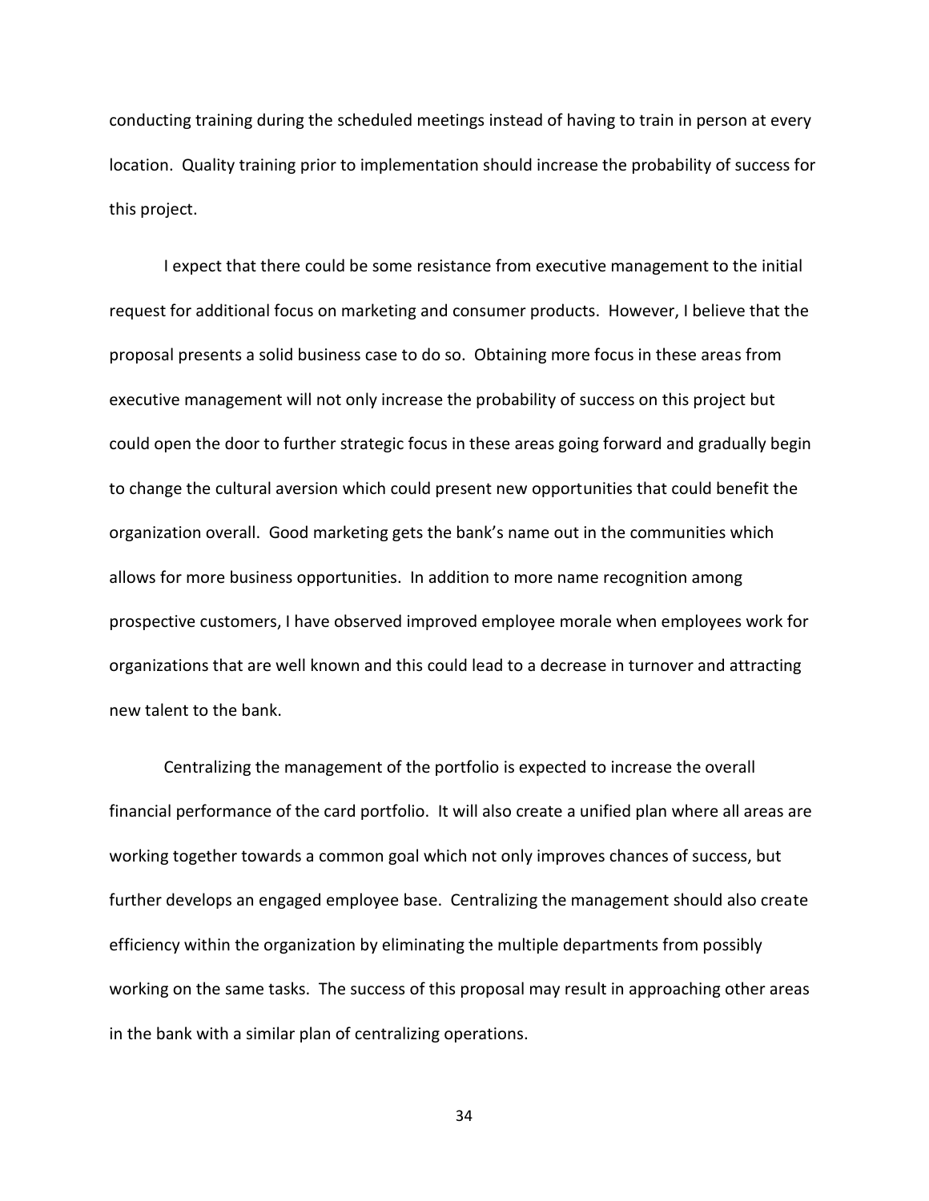conducting training during the scheduled meetings instead of having to train in person at every location. Quality training prior to implementation should increase the probability of success for this project.

I expect that there could be some resistance from executive management to the initial request for additional focus on marketing and consumer products. However, I believe that the proposal presents a solid business case to do so. Obtaining more focus in these areas from executive management will not only increase the probability of success on this project but could open the door to further strategic focus in these areas going forward and gradually begin to change the cultural aversion which could present new opportunities that could benefit the organization overall. Good marketing gets the bank's name out in the communities which allows for more business opportunities. In addition to more name recognition among prospective customers, I have observed improved employee morale when employees work for organizations that are well known and this could lead to a decrease in turnover and attracting new talent to the bank.

Centralizing the management of the portfolio is expected to increase the overall financial performance of the card portfolio. It will also create a unified plan where all areas are working together towards a common goal which not only improves chances of success, but further develops an engaged employee base. Centralizing the management should also create efficiency within the organization by eliminating the multiple departments from possibly working on the same tasks. The success of this proposal may result in approaching other areas in the bank with a similar plan of centralizing operations.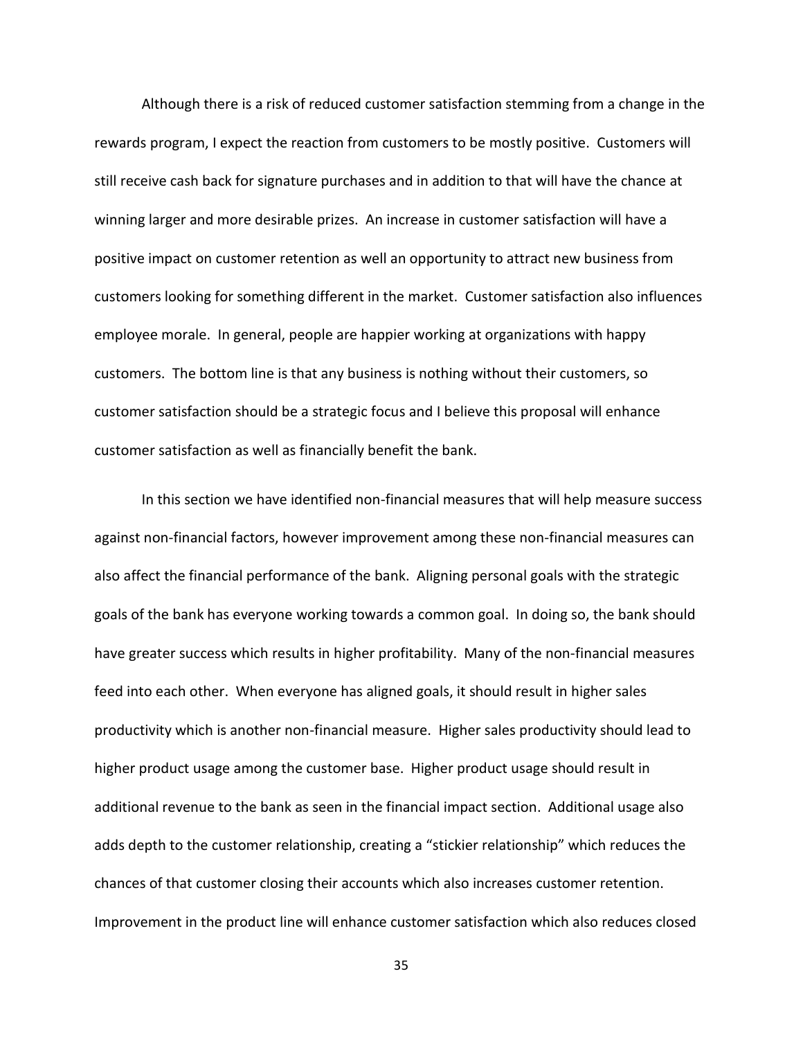Although there is a risk of reduced customer satisfaction stemming from a change in the rewards program, I expect the reaction from customers to be mostly positive. Customers will still receive cash back for signature purchases and in addition to that will have the chance at winning larger and more desirable prizes. An increase in customer satisfaction will have a positive impact on customer retention as well an opportunity to attract new business from customers looking for something different in the market. Customer satisfaction also influences employee morale. In general, people are happier working at organizations with happy customers. The bottom line is that any business is nothing without their customers, so customer satisfaction should be a strategic focus and I believe this proposal will enhance customer satisfaction as well as financially benefit the bank.

In this section we have identified non-financial measures that will help measure success against non-financial factors, however improvement among these non-financial measures can also affect the financial performance of the bank. Aligning personal goals with the strategic goals of the bank has everyone working towards a common goal. In doing so, the bank should have greater success which results in higher profitability. Many of the non-financial measures feed into each other. When everyone has aligned goals, it should result in higher sales productivity which is another non-financial measure. Higher sales productivity should lead to higher product usage among the customer base. Higher product usage should result in additional revenue to the bank as seen in the financial impact section. Additional usage also adds depth to the customer relationship, creating a "stickier relationship" which reduces the chances of that customer closing their accounts which also increases customer retention. Improvement in the product line will enhance customer satisfaction which also reduces closed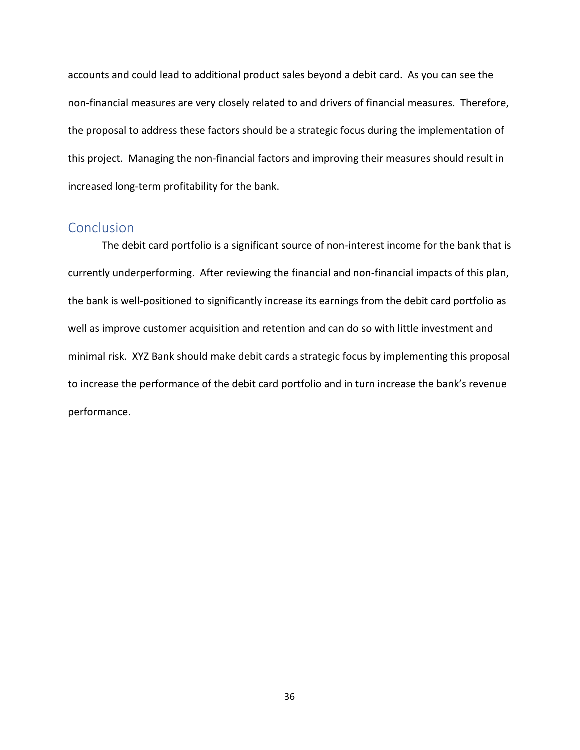accounts and could lead to additional product sales beyond a debit card. As you can see the non-financial measures are very closely related to and drivers of financial measures. Therefore, the proposal to address these factors should be a strategic focus during the implementation of this project. Managing the non-financial factors and improving their measures should result in increased long-term profitability for the bank.

## Conclusion

The debit card portfolio is a significant source of non-interest income for the bank that is currently underperforming. After reviewing the financial and non-financial impacts of this plan, the bank is well-positioned to significantly increase its earnings from the debit card portfolio as well as improve customer acquisition and retention and can do so with little investment and minimal risk. XYZ Bank should make debit cards a strategic focus by implementing this proposal to increase the performance of the debit card portfolio and in turn increase the bank's revenue performance.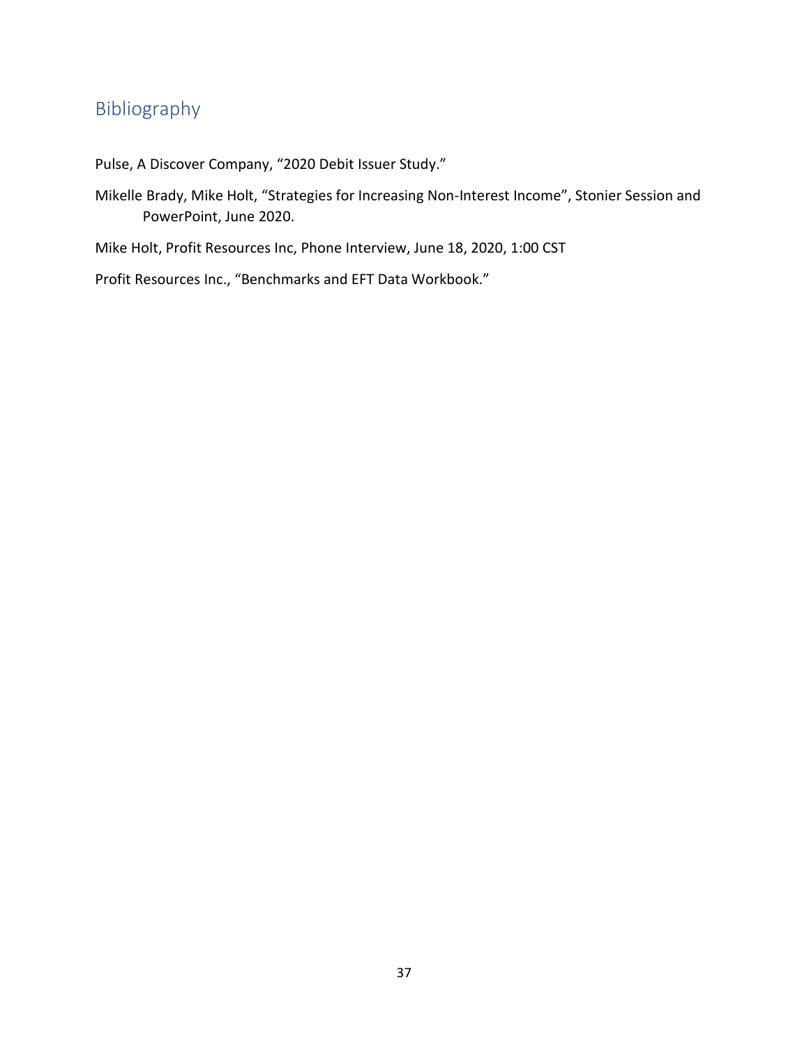## Bibliography

Pulse, A Discover Company, “2020 Debit Issuer Study.”

Mikelle Brady, Mike Holt, “Strategies for Increasing Non-Interest Income”, Stonier Session and PowerPoint, June 2020.

Mike Holt, Profit Resources Inc, Phone Interview, June 18, 2020, 1:00 CST

Profit Resources Inc., “Benchmarks and EFT Data Workbook.”